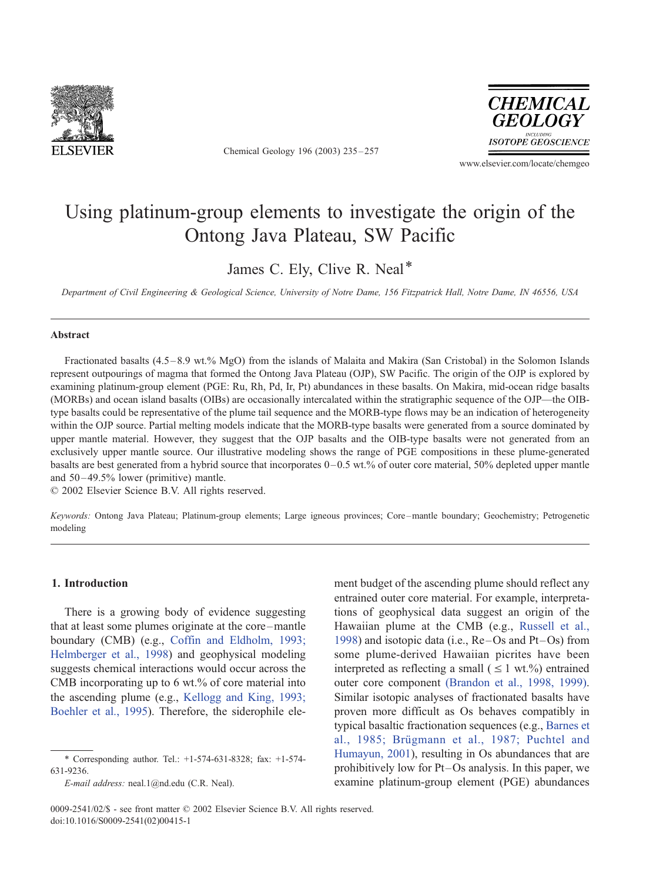# Using platinum-group elements to investigate the origin of the Ontong Java Plateau, SW Pacific

James C. Ely, Clive R. Neal*

*Department of Civil Engineering & Geological Science, University of Notre Dame, 156 Fitzpatrick Hall, Notre Dame, IN 46556, USA*

## Abstract

Fractionated basalts (4.5–8.9 wt.% MgO) from the islands of Malaita and Makira (San Cristobal) in the Solomon Islands represent outpourings of magma that formed the Ontong Java Plateau (OJP), SW Pacific. The origin of the OJP is explored by examining platinum-group element (PGE: Ru, Rh, Pd, Ir, Pt) abundances in these basalts. On Makira, mid-ocean ridge basalts (MORBs) and ocean island basalts (OIBs) are occasionally intercalated within the stratigraphic sequence of the OJP—the OIB-type basalts could be representative of the plume tail sequence and the MORB-type flows may be an indication of heterogeneity within the OJP source. Partial melting models indicate that the MORB-type basalts were generated from a source dominated by upper mantle material. However, they suggest that the OJP basalts and the OIB-type basalts were not generated from an exclusively upper mantle source. Our illustrative modeling shows the range of PGE compositions in these plume-generated basalts are best generated from a hybrid source that incorporates 0–0.5 wt.% of outer core material, 50% depleted upper mantle and 50–49.5% lower (primitive) mantle.

© 2002 Elsevier Science B.V. All rights reserved.

*Keywords:* Ontong Java Plateau; Platinum-group elements; Large igneous provinces; Core–mantle boundary; Geochemistry; Petrogenetic modeling

## 1. Introduction

There is a growing body of evidence suggesting that at least some plumes originate at the core–mantle boundary (CMB) (e.g., Coffin and Eldholm, 1993; Helmberger et al., 1998) and geophysical modeling suggests chemical interactions would occur across the CMB incorporating up to 6 wt.% of core material into the ascending plume (e.g., Kellogg and King, 1993; Boehler et al., 1995). Therefore, the siderophile element budget of the ascending plume should reflect any entrained outer core material. For example, interpretations of geophysical data suggest an origin of the Hawaiian plume at the CMB (e.g., Russell et al., 1998) and isotopic data (i.e., Re–Os and Pt–Os) from some plume-derived Hawaiian picrites have been interpreted as reflecting a small ($\leq 1$ wt.%) entrained outer core component (Brandon et al., 1998, 1999). Similar isotopic analyses of fractionated basalts have proven more difficult as Os behaves compatibly in typical basaltic fractionation sequences (e.g., Barnes et al., 1985; Brügmann et al., 1987; Puchtel and Humayun, 2001), resulting in Os abundances that are prohibitively low for Pt–Os analysis. In this paper, we examine platinum-group element (PGE) abundances

---

* Corresponding author. Tel.: +1-574-631-8328; fax: +1-574-631-9236.

*E-mail address:* neal.1@nd.edu (C.R. Neal).

0009-2541/02/$ - see front matter © 2002 Elsevier Science B.V. All rights reserved.
doi:10.1016/S0009-2541(02)00415-1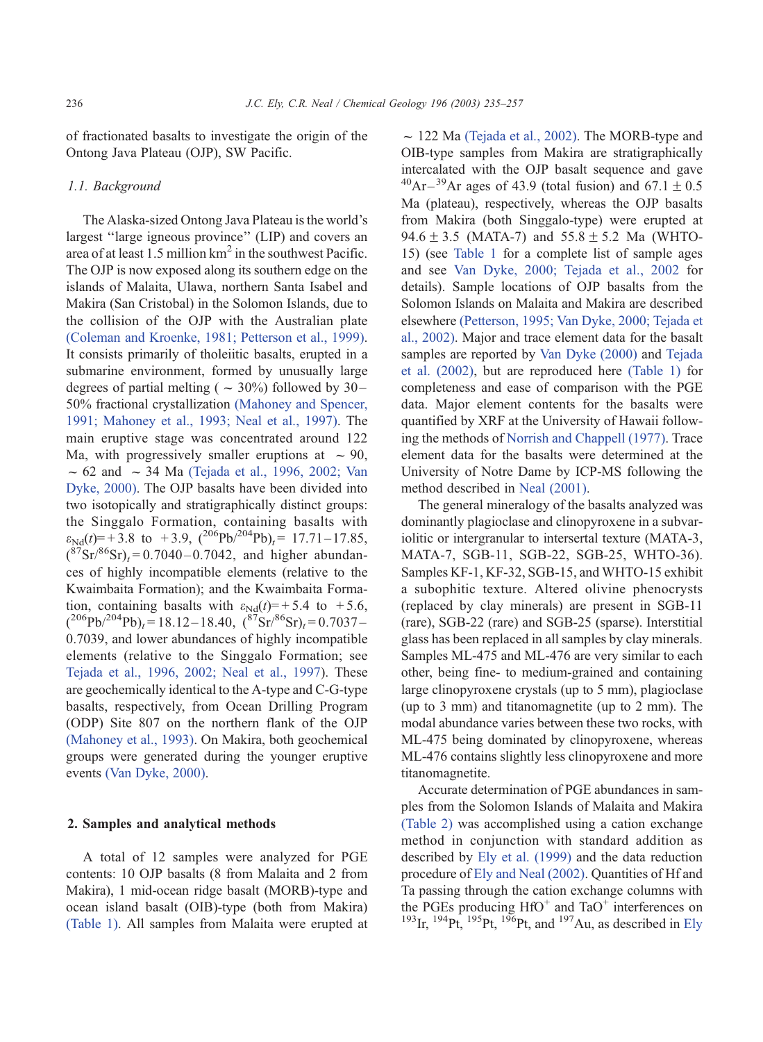of fractionated basalts to investigate the origin of the Ontong Java Plateau (OJP), SW Pacific.

### 1.1. Background

The Alaska-sized Ontong Java Plateau is the world's largest "large igneous province" (LIP) and covers an area of at least 1.5 million km$^2$ in the southwest Pacific. The OJP is now exposed along its southern edge on the islands of Malaita, Ulawa, northern Santa Isabel and Makira (San Cristobal) in the Solomon Islands, due to the collision of the OJP with the Australian plate (Coleman and Kroenke, 1981; Petterson et al., 1999). It consists primarily of tholeiitic basalts, erupted in a submarine environment, formed by unusually large degrees of partial melting ( ~ 30%) followed by 30–50% fractional crystallization (Mahoney and Spencer, 1991; Mahoney et al., 1993; Neal et al., 1997). The main eruptive stage was concentrated around 122 Ma, with progressively smaller eruptions at ~ 90, ~ 62 and ~ 34 Ma (Tejada et al., 1996, 2002; Van Dyke, 2000). The OJP basalts have been divided into two isotopically and stratigraphically distinct groups: the Singgalo Formation, containing basalts with $\varepsilon_{Nd}(t)$= + 3.8 to + 3.9, $(^{206}Pb/^{204}Pb)_t$ = 17.71–17.85, $(^{87}Sr/^{86}Sr)_t$ = 0.7040–0.7042, and higher abundances of highly incompatible elements (relative to the Kwaimbaita Formation); and the Kwaimbaita Formation, containing basalts with $\varepsilon_{Nd}(t)$= + 5.4 to + 5.6, $(^{206}Pb/^{204}Pb)_t$ = 18.12–18.40, $(^{87}Sr/^{86}Sr)_t$ = 0.7037–0.7039, and lower abundances of highly incompatible elements (relative to the Singgalo Formation; see Tejada et al., 1996, 2002; Neal et al., 1997). These are geochemically identical to the A-type and C-G-type basalts, respectively, from Ocean Drilling Program (ODP) Site 807 on the northern flank of the OJP (Mahoney et al., 1993). On Makira, both geochemical groups were generated during the younger eruptive events (Van Dyke, 2000).

## 2. Samples and analytical methods

A total of 12 samples were analyzed for PGE contents: 10 OJP basalts (8 from Malaita and 2 from Makira), 1 mid-ocean ridge basalt (MORB)-type and ocean island basalt (OIB)-type (both from Makira) (Table 1). All samples from Malaita were erupted at ~ 122 Ma (Tejada et al., 2002). The MORB-type and OIB-type samples from Makira are stratigraphically intercalated with the OJP basalt sequence and gave $^{40}Ar$–$^{39}Ar$ ages of 43.9 (total fusion) and 67.1 ± 0.5 Ma (plateau), respectively, whereas the OJP basalts from Makira (both Singgalo-type) were erupted at 94.6 ± 3.5 (MATA-7) and 55.8 ± 5.2 Ma (WHTO-15) (see Table 1 for a complete list of sample ages and see Van Dyke, 2000; Tejada et al., 2002 for details). Sample locations of OJP basalts from the Solomon Islands on Malaita and Makira are described elsewhere (Petterson, 1995; Van Dyke, 2000; Tejada et al., 2002). Major and trace element data for the basalt samples are reported by Van Dyke (2000) and Tejada et al. (2002), but are reproduced here (Table 1) for completeness and ease of comparison with the PGE data. Major element contents for the basalts were quantified by XRF at the University of Hawaii following the methods of Norrish and Chappell (1977). Trace element data for the basalts were determined at the University of Notre Dame by ICP-MS following the method described in Neal (2001).

The general mineralogy of the basalts analyzed was dominantly plagioclase and clinopyroxene in a subvariolitic or intergranular to intersertal texture (MATA-3, MATA-7, SGB-11, SGB-22, SGB-25, WHTO-36). Samples KF-1, KF-32, SGB-15, and WHTO-15 exhibit a subophitic texture. Altered olivine phenocrysts (replaced by clay minerals) are present in SGB-11 (rare), SGB-22 (rare) and SGB-25 (sparse). Interstitial glass has been replaced in all samples by clay minerals. Samples ML-475 and ML-476 are very similar to each other, being fine- to medium-grained and containing large clinopyroxene crystals (up to 5 mm), plagioclase (up to 3 mm) and titanomagnetite (up to 2 mm). The modal abundance varies between these two rocks, with ML-475 being dominated by clinopyroxene, whereas ML-476 contains slightly less clinopyroxene and more titanomagnetite.

Accurate determination of PGE abundances in samples from the Solomon Islands of Malaita and Makira (Table 2) was accomplished using a cation exchange method in conjunction with standard addition as described by Ely et al. (1999) and the data reduction procedure of Ely and Neal (2002). Quantities of Hf and Ta passing through the cation exchange columns with the PGEs producing $HfO^+$ and $TaO^+$ interferences on $^{193}Ir$, $^{194}Pt$, $^{195}Pt$, $^{196}Pt$, and $^{197}Au$, as described in Ely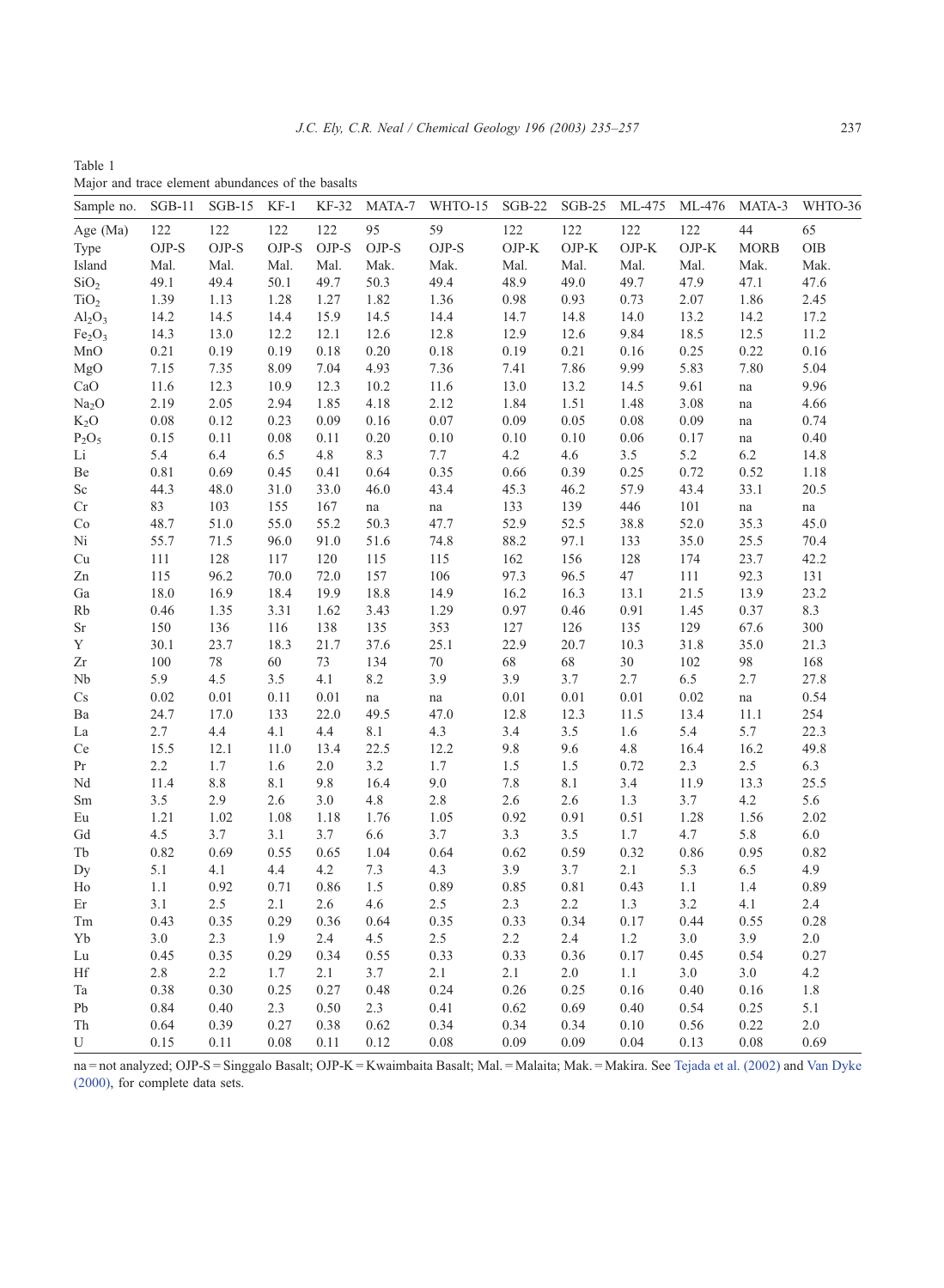Table 1
Major and trace element abundances of the basalts

| Sample no. | SGB-11 | SGB-15 | KF-1 | KF-32 | MATA-7 | WHTO-15 | SGB-22 | SGB-25 | ML-475 | ML-476 | MATA-3 | WHTO-36 |
|---|---|---|---|---|---|---|---|---|---|---|---|---|
| Age (Ma) | 122 | 122 | 122 | 122 | 95 | 59 | 122 | 122 | 122 | 122 | 44 | 65 |
| Type | OJP-S | OJP-S | OJP-S | OJP-S | OJP-S | OJP-S | OJP-K | OJP-K | OJP-K | OJP-K | MORB | OIB |
| Island | Mal. | Mal. | Mal. | Mal. | Mak. | Mak. | Mal. | Mal. | Mal. | Mal. | Mak. | Mak. |
| $SiO_2$ | 49.1 | 49.4 | 50.1 | 49.7 | 50.3 | 49.4 | 48.9 | 49.0 | 49.7 | 47.9 | 47.1 | 47.6 |
| $TiO_2$ | 1.39 | 1.13 | 1.28 | 1.27 | 1.82 | 1.36 | 0.98 | 0.93 | 0.73 | 2.07 | 1.86 | 2.45 |
| $Al_2O_3$ | 14.2 | 14.5 | 14.4 | 15.9 | 14.5 | 14.4 | 14.7 | 14.8 | 14.0 | 13.2 | 14.2 | 17.2 |
| $Fe_2O_3$ | 14.3 | 13.0 | 12.2 | 12.1 | 12.6 | 12.8 | 12.9 | 12.6 | 9.84 | 18.5 | 12.5 | 11.2 |
| MnO | 0.21 | 0.19 | 0.19 | 0.18 | 0.20 | 0.18 | 0.19 | 0.21 | 0.16 | 0.25 | 0.22 | 0.16 |
| MgO | 7.15 | 7.35 | 8.09 | 7.04 | 4.93 | 7.36 | 7.41 | 7.86 | 9.99 | 5.83 | 7.80 | 5.04 |
| CaO | 11.6 | 12.3 | 10.9 | 12.3 | 10.2 | 11.6 | 13.0 | 13.2 | 14.5 | 9.61 | na | 9.96 |
| $Na_2O$ | 2.19 | 2.05 | 2.94 | 1.85 | 4.18 | 2.12 | 1.84 | 1.51 | 1.48 | 3.08 | na | 4.66 |
| $K_2O$ | 0.08 | 0.12 | 0.23 | 0.09 | 0.16 | 0.07 | 0.09 | 0.05 | 0.08 | 0.09 | na | 0.74 |
| $P_2O_5$ | 0.15 | 0.11 | 0.08 | 0.11 | 0.20 | 0.10 | 0.10 | 0.10 | 0.06 | 0.17 | na | 0.40 |
| Li | 5.4 | 6.4 | 6.5 | 4.8 | 8.3 | 7.7 | 4.2 | 4.6 | 3.5 | 5.2 | 6.2 | 14.8 |
| Be | 0.81 | 0.69 | 0.45 | 0.41 | 0.64 | 0.35 | 0.66 | 0.39 | 0.25 | 0.72 | 0.52 | 1.18 |
| Sc | 44.3 | 48.0 | 31.0 | 33.0 | 46.0 | 43.4 | 45.3 | 46.2 | 57.9 | 43.4 | 33.1 | 20.5 |
| Cr | 83 | 103 | 155 | 167 | na | na | 133 | 139 | 446 | 101 | na | na |
| Co | 48.7 | 51.0 | 55.0 | 55.2 | 50.3 | 47.7 | 52.9 | 52.5 | 38.8 | 52.0 | 35.3 | 45.0 |
| Ni | 55.7 | 71.5 | 96.0 | 91.0 | 51.6 | 74.8 | 88.2 | 97.1 | 133 | 35.0 | 25.5 | 70.4 |
| Cu | 111 | 128 | 117 | 120 | 115 | 115 | 162 | 156 | 128 | 174 | 23.7 | 42.2 |
| Zn | 115 | 96.2 | 70.0 | 72.0 | 157 | 106 | 97.3 | 96.5 | 47 | 111 | 92.3 | 131 |
| Ga | 18.0 | 16.9 | 18.4 | 19.9 | 18.8 | 14.9 | 16.2 | 16.3 | 13.1 | 21.5 | 13.9 | 23.2 |
| Rb | 0.46 | 1.35 | 3.31 | 1.62 | 3.43 | 1.29 | 0.97 | 0.46 | 0.91 | 1.45 | 0.37 | 8.3 |
| Sr | 150 | 136 | 116 | 138 | 135 | 353 | 127 | 126 | 135 | 129 | 67.6 | 300 |
| Y | 30.1 | 23.7 | 18.3 | 21.7 | 37.6 | 25.1 | 22.9 | 20.7 | 10.3 | 31.8 | 35.0 | 21.3 |
| Zr | 100 | 78 | 60 | 73 | 134 | 70 | 68 | 68 | 30 | 102 | 98 | 168 |
| Nb | 5.9 | 4.5 | 3.5 | 4.1 | 8.2 | 3.9 | 3.9 | 3.7 | 2.7 | 6.5 | 2.7 | 27.8 |
| Cs | 0.02 | 0.01 | 0.11 | 0.01 | na | na | 0.01 | 0.01 | 0.01 | 0.02 | na | 0.54 |
| Ba | 24.7 | 17.0 | 133 | 22.0 | 49.5 | 47.0 | 12.8 | 12.3 | 11.5 | 13.4 | 11.1 | 254 |
| La | 2.7 | 4.4 | 4.1 | 4.4 | 8.1 | 4.3 | 3.4 | 3.5 | 1.6 | 5.4 | 5.7 | 22.3 |
| Ce | 15.5 | 12.1 | 11.0 | 11.0 | 13.4 | 22.5 | 12.2 | 9.8 | 9.6 | 4.8 | 16.4 | 16.2 | 49.8 |
| Pr | 2.2 | 1.7 | 1.6 | 2.0 | 3.2 | 1.7 | 1.5 | 1.5 | 0.72 | 2.3 | 2.5 | 6.3 |
| Nd | 11.4 | 8.8 | 8.1 | 9.8 | 16.4 | 9.0 | 7.8 | 8.1 | 3.4 | 11.9 | 13.3 | 25.5 |
| Sm | 3.5 | 2.9 | 2.6 | 3.0 | 4.8 | 2.8 | 2.6 | 2.6 | 1.3 | 3.7 | 4.2 | 5.6 |
| Eu | 1.21 | 1.02 | 1.08 | 1.18 | 1.76 | 1.05 | 0.92 | 0.91 | 0.51 | 1.28 | 1.56 | 2.02 |
| Gd | 4.5 | 3.7 | 3.1 | 3.7 | 6.6 | 3.7 | 3.3 | 3.5 | 1.7 | 4.7 | 5.8 | 6.0 |
| Tb | 0.82 | 0.69 | 0.55 | 0.65 | 1.04 | 0.64 | 0.62 | 0.59 | 0.32 | 0.86 | 0.95 | 0.82 |
| Dy | 5.1 | 4.1 | 4.4 | 4.2 | 7.3 | 4.3 | 3.9 | 3.7 | 2.1 | 5.3 | 6.5 | 4.9 |
| Ho | 1.1 | 0.92 | 0.71 | 0.86 | 1.5 | 0.89 | 0.85 | 0.81 | 0.43 | 1.1 | 1.4 | 0.89 |
| Er | 3.1 | 2.5 | 2.1 | 2.6 | 4.6 | 2.5 | 2.3 | 2.2 | 1.3 | 3.2 | 4.1 | 2.4 |
| Tm | 0.43 | 0.35 | 0.29 | 0.36 | 0.64 | 0.35 | 0.33 | 0.34 | 0.17 | 0.44 | 0.55 | 0.28 |
| Yb | 3.0 | 2.3 | 1.9 | 2.4 | 4.5 | 2.5 | 2.2 | 2.4 | 1.2 | 3.0 | 3.9 | 2.0 |
| Lu | 0.45 | 0.35 | 0.29 | 0.34 | 0.55 | 0.33 | 0.33 | 0.36 | 0.17 | 0.45 | 0.54 | 0.27 |
| Hf | 2.8 | 2.2 | 1.7 | 2.1 | 3.7 | 2.1 | 2.1 | 2.0 | 1.1 | 3.0 | 3.0 | 4.2 |
| Ta | 0.38 | 0.30 | 0.25 | 0.27 | 0.48 | 0.24 | 0.26 | 0.25 | 0.16 | 0.40 | 0.16 | 1.8 |
| Pb | 0.84 | 0.40 | 2.3 | 0.50 | 2.3 | 0.41 | 0.62 | 0.69 | 0.40 | 0.54 | 0.25 | 5.1 |
| Th | 0.64 | 0.39 | 0.27 | 0.38 | 0.62 | 0.34 | 0.34 | 0.34 | 0.10 | 0.56 | 0.22 | 2.0 |
| U | 0.15 | 0.11 | 0.08 | 0.11 | 0.12 | 0.08 | 0.09 | 0.09 | 0.04 | 0.13 | 0.08 | 0.69 |

na = not analyzed; OJP-S = Singgalo Basalt; OJP-K = Kwaimbaita Basalt; Mal. = Malaita; Mak. = Makira. See Tejada et al. (2002) and Van Dyke (2000), for complete data sets.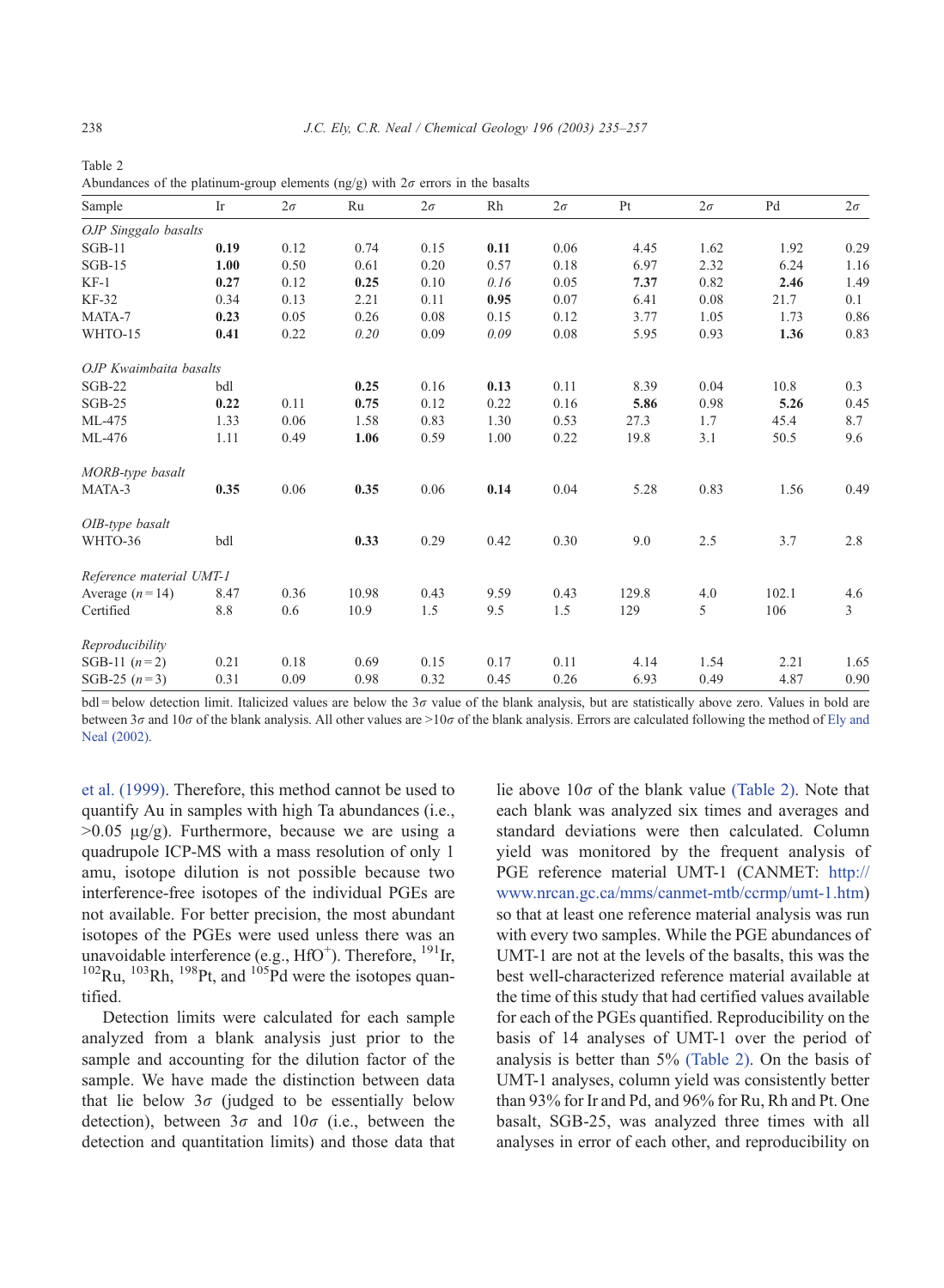Table 2
Abundances of the platinum-group elements (ng/g) with $2\sigma$ errors in the basalts

| Sample | Ir | $2\sigma$ | Ru | $2\sigma$ | Rh | $2\sigma$ | Pt | $2\sigma$ | Pd | $2\sigma$ |
|---|---|---|---|---|---|---|---|---|---|---|
| *OJP Singgalo basalts* | | | | | | | | | | |
| SGB-11 | **0.19** | 0.12 | 0.74 | 0.15 | **0.11** | 0.06 | 4.45 | 1.62 | 1.92 | 0.29 |
| SGB-15 | **1.00** | 0.50 | 0.61 | 0.20 | 0.57 | 0.18 | 6.97 | 2.32 | 6.24 | 1.16 |
| KF-1 | **0.27** | 0.12 | **0.25** | 0.10 | *0.16* | 0.05 | **7.37** | 0.82 | **2.46** | 1.49 |
| KF-32 | 0.34 | 0.13 | 2.21 | 0.11 | **0.95** | 0.07 | 6.41 | 0.08 | 21.7 | 0.1 |
| MATA-7 | **0.23** | 0.05 | 0.26 | 0.08 | 0.15 | 0.12 | 3.77 | 1.05 | 1.73 | 0.86 |
| WHTO-15 | **0.41** | 0.22 | *0.20* | 0.09 | *0.09* | 0.08 | 5.95 | 0.93 | **1.36** | 0.83 |
| *OJP Kwaimbaita basalts* | | | | | | | | | | |
| SGB-22 | bdl | | **0.25** | 0.16 | **0.13** | 0.11 | 8.39 | 0.04 | 10.8 | 0.3 |
| SGB-25 | **0.22** | 0.11 | **0.75** | 0.12 | 0.22 | 0.16 | **5.86** | 0.98 | **5.26** | 0.45 |
| ML-475 | 1.33 | 0.06 | 1.58 | 0.83 | 1.30 | 0.53 | 27.3 | 1.7 | 45.4 | 8.7 |
| ML-476 | 1.11 | 0.49 | **1.06** | 0.59 | 1.00 | 0.22 | 19.8 | 3.1 | 50.5 | 9.6 |
| *MORB-type basalt* | | | | | | | | | | |
| MATA-3 | **0.35** | 0.06 | **0.35** | 0.06 | **0.14** | 0.04 | 5.28 | 0.83 | 1.56 | 0.49 |
| *OIB-type basalt* | | | | | | | | | | |
| WHTO-36 | bdl | | **0.33** | 0.29 | 0.42 | 0.30 | 9.0 | 2.5 | 3.7 | 2.8 |
| *Reference material UMT-1* | | | | | | | | | | |
| Average ($n=14$) | 8.47 | 0.36 | 10.98 | 0.43 | 9.59 | 0.43 | 129.8 | 4.0 | 102.1 | 4.6 |
| Certified | 8.8 | 0.6 | 10.9 | 1.5 | 9.5 | 1.5 | 129 | 5 | 106 | 3 |
| *Reproducibility* | | | | | | | | | | |
| SGB-11 ($n=2$) | 0.21 | 0.18 | 0.69 | 0.15 | 0.17 | 0.11 | 4.14 | 1.54 | 2.21 | 1.65 |
| SGB-25 ($n=3$) | 0.31 | 0.09 | 0.98 | 0.32 | 0.45 | 0.26 | 6.93 | 0.49 | 4.87 | 0.90 |

bdl = below detection limit. Italicized values are below the $3\sigma$ value of the blank analysis, but are statistically above zero. Values in bold are between $3\sigma$ and $10\sigma$ of the blank analysis. All other values are $>10\sigma$ of the blank analysis. Errors are calculated following the method of Ely and Neal (2002).

et al. (1999). Therefore, this method cannot be used to quantify Au in samples with high Ta abundances (i.e., >0.05 μg/g). Furthermore, because we are using a quadrupole ICP-MS with a mass resolution of only 1 amu, isotope dilution is not possible because two interference-free isotopes of the individual PGEs are not available. For better precision, the most abundant isotopes of the PGEs were used unless there was an unavoidable interference (e.g., $HfO^+$). Therefore, $^{191}Ir$, $^{102}Ru$, $^{103}Rh$, $^{198}Pt$, and $^{105}Pd$ were the isotopes quantified.

Detection limits were calculated for each sample analyzed from a blank analysis just prior to the sample and accounting for the dilution factor of the sample. We have made the distinction between data that lie below $3\sigma$ (judged to be essentially below detection), between $3\sigma$ and $10\sigma$ (i.e., between the detection and quantitation limits) and those data that lie above $10\sigma$ of the blank value (Table 2). Note that each blank was analyzed six times and averages and standard deviations were then calculated. Column yield was monitored by the frequent analysis of PGE reference material UMT-1 (CANMET: http://www.nrcan.gc.ca/mms/canmet-mtb/ccrmp/umt-1.htm) so that at least one reference material analysis was run with every two samples. While the PGE abundances of UMT-1 are not at the levels of the basalts, this was the best well-characterized reference material available at the time of this study that had certified values available for each of the PGEs quantified. Reproducibility on the basis of 14 analyses of UMT-1 over the period of analysis is better than 5% (Table 2). On the basis of UMT-1 analyses, column yield was consistently better than 93% for Ir and Pd, and 96% for Ru, Rh and Pt. One basalt, SGB-25, was analyzed three times with all analyses in error of each other, and reproducibility on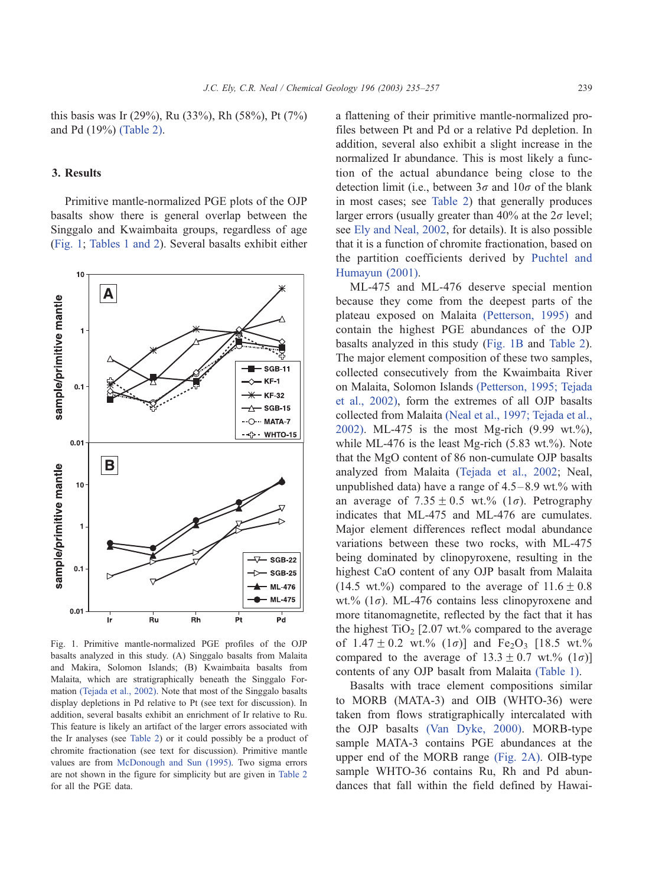this basis was Ir (29%), Ru (33%), Rh (58%), Pt (7%) and Pd (19%) (Table 2).

## 3. Results

Primitive mantle-normalized PGE plots of the OJP basalts show there is general overlap between the Singgalo and Kwaimbaita groups, regardless of age (Fig. 1; Tables 1 and 2). Several basalts exhibit either a flattening of their primitive mantle-normalized profiles between Pt and Pd or a relative Pd depletion. In addition, several also exhibit a slight increase in the normalized Ir abundance. This is most likely a function of the actual abundance being close to the detection limit (i.e., between $3\sigma$ and $10\sigma$ of the blank in most cases; see Table 2) that generally produces larger errors (usually greater than 40% at the $2\sigma$ level; see Ely and Neal, 2002, for details). It is also possible that it is a function of chromite fractionation, based on the partition coefficients derived by Puchtel and Humayun (2001).

Fig. 1. Primitive mantle-normalized PGE profiles of the OJP basalts analyzed in this study. (A) Singgalo basalts from Malaita and Makira, Solomon Islands; (B) Kwaimbaita basalts from Malaita, which are stratigraphically beneath the Singgalo Formation (Tejada et al., 2002). Note that most of the Singgalo basalts display depletions in Pd relative to Pt (see text for discussion). In addition, several basalts exhibit an enrichment of Ir relative to Ru. This feature is likely an artifact of the larger errors associated with the Ir analyses (see Table 2) or it could possibly be a product of chromite fractionation (see text for discussion). Primitive mantle values are from McDonough and Sun (1995). Two sigma errors are not shown in the figure for simplicity but are given in Table 2 for all the PGE data.

ML-475 and ML-476 deserve special mention because they come from the deepest parts of the plateau exposed on Malaita (Petterson, 1995) and contain the highest PGE abundances of the OJP basalts analyzed in this study (Fig. 1B and Table 2). The major element composition of these two samples, collected consecutively from the Kwaimbaita River on Malaita, Solomon Islands (Petterson, 1995; Tejada et al., 2002), form the extremes of all OJP basalts collected from Malaita (Neal et al., 1997; Tejada et al., 2002). ML-475 is the most Mg-rich (9.99 wt.%), while ML-476 is the least Mg-rich (5.83 wt.%). Note that the MgO content of 86 non-cumulate OJP basalts analyzed from Malaita (Tejada et al., 2002; Neal, unpublished data) have a range of 4.5–8.9 wt.% with an average of $7.35 \pm 0.5$ wt.% ($1\sigma$). Petrography indicates that ML-475 and ML-476 are cumulates. Major element differences reflect modal abundance variations between these two rocks, with ML-475 being dominated by clinopyroxene, resulting in the highest CaO content of any OJP basalt from Malaita (14.5 wt.%) compared to the average of $11.6 \pm 0.8$ wt.% ($1\sigma$). ML-476 contains less clinopyroxene and more titanomagnetite, reflected by the fact that it has the highest $TiO_2$ [2.07 wt.% compared to the average of $1.47 \pm 0.2$ wt.% ($1\sigma$)] and $Fe_2O_3$ [18.5 wt.% compared to the average of $13.3 \pm 0.7$ wt.% ($1\sigma$)] contents of any OJP basalt from Malaita (Table 1).

Basalts with trace element compositions similar to MORB (MATA-3) and OIB (WHTO-36) were taken from flows stratigraphically intercalated with the OJP basalts (Van Dyke, 2000). MORB-type sample MATA-3 contains PGE abundances at the upper end of the MORB range (Fig. 2A). OIB-type sample WHTO-36 contains Ru, Rh and Pd abundances that fall within the field defined by Hawai-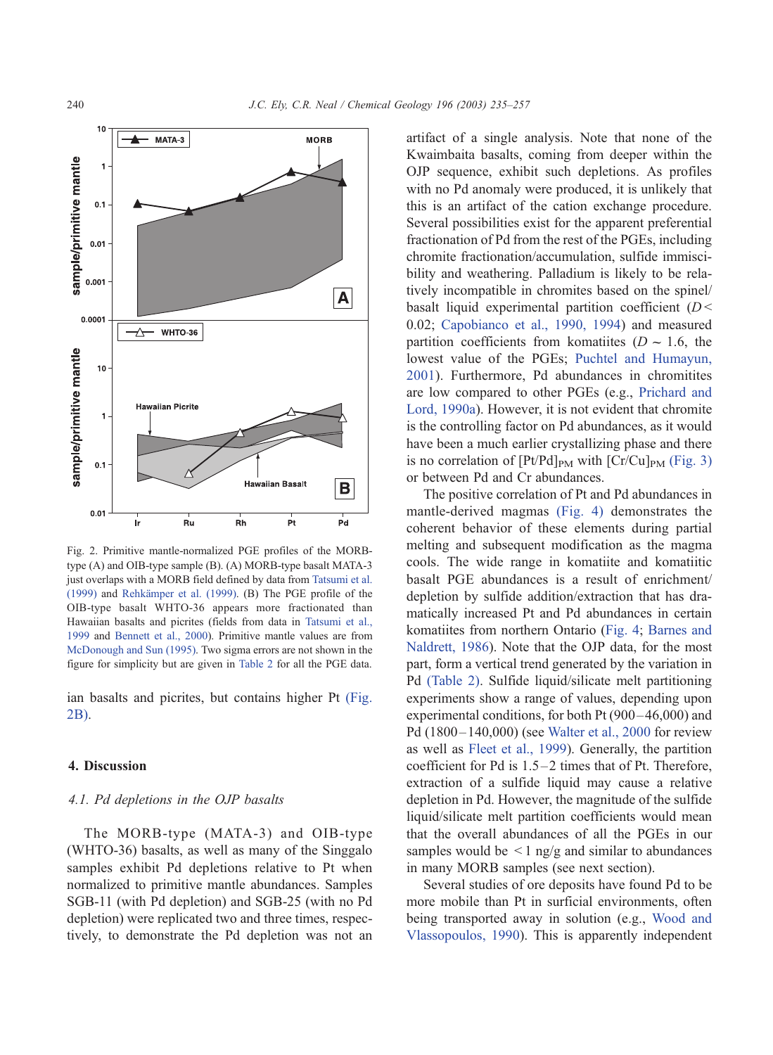Fig. 2. Primitive mantle-normalized PGE profiles of the MORB-type (A) and OIB-type sample (B). (A) MORB-type basalt MATA-3 just overlaps with a MORB field defined by data from Tatsumi et al. (1999) and Rehkämper et al. (1999). (B) The PGE profile of the OIB-type basalt WHTO-36 appears more fractionated than Hawaiian basalts and picrites (fields from data in Tatsumi et al., 1999 and Bennett et al., 2000). Primitive mantle values are from McDonough and Sun (1995). Two sigma errors are not shown in the figure for simplicity but are given in Table 2 for all the PGE data.

ian basalts and picrites, but contains higher Pt (Fig. 2B).

## 4. Discussion

### *4.1. Pd depletions in the OJP basalts*

The MORB-type (MATA-3) and OIB-type (WHTO-36) basalts, as well as many of the Singgalo samples exhibit Pd depletions relative to Pt when normalized to primitive mantle abundances. Samples SGB-11 (with Pd depletion) and SGB-25 (with no Pd depletion) were replicated two and three times, respectively, to demonstrate the Pd depletion was not an artifact of a single analysis. Note that none of the Kwaimbaita basalts, coming from deeper within the OJP sequence, exhibit such depletions. As profiles with no Pd anomaly were produced, it is unlikely that this is an artifact of the cation exchange procedure. Several possibilities exist for the apparent preferential fractionation of Pd from the rest of the PGEs, including chromite fractionation/accumulation, sulfide immiscibility and weathering. Palladium is likely to be relatively incompatible in chromites based on the spinel/basalt liquid experimental partition coefficient ($D<0.02$; Capobianco et al., 1990, 1994) and measured partition coefficients from komatiites ($D\sim1.6$, the lowest value of the PGEs; Puchtel and Humayun, 2001). Furthermore, Pd abundances in chromitites are low compared to other PGEs (e.g., Prichard and Lord, 1990a). However, it is not evident that chromite is the controlling factor on Pd abundances, as it would have been a much earlier crystallizing phase and there is no correlation of $[Pt/Pd]_{PM}$ with $[Cr/Cu]_{PM}$ (Fig. 3) or between Pd and Cr abundances.

The positive correlation of Pt and Pd abundances in mantle-derived magmas (Fig. 4) demonstrates the coherent behavior of these elements during partial melting and subsequent modification as the magma cools. The wide range in komatiite and komatiitic basalt PGE abundances is a result of enrichment/depletion by sulfide addition/extraction that has dramatically increased Pt and Pd abundances in certain komatiites from northern Ontario (Fig. 4; Barnes and Naldrett, 1986). Note that the OJP data, for the most part, form a vertical trend generated by the variation in Pd (Table 2). Sulfide liquid/silicate melt partitioning experiments show a range of values, depending upon experimental conditions, for both Pt (900–46,000) and Pd (1800–140,000) (see Walter et al., 2000 for review as well as Fleet et al., 1999). Generally, the partition coefficient for Pd is 1.5–2 times that of Pt. Therefore, extraction of a sulfide liquid may cause a relative depletion in Pd. However, the magnitude of the sulfide liquid/silicate melt partition coefficients would mean that the overall abundances of all the PGEs in our samples would be $<1$ ng/g and similar to abundances in many MORB samples (see next section).

Several studies of ore deposits have found Pd to be more mobile than Pt in surficial environments, often being transported away in solution (e.g., Wood and Vlassopoulos, 1990). This is apparently independent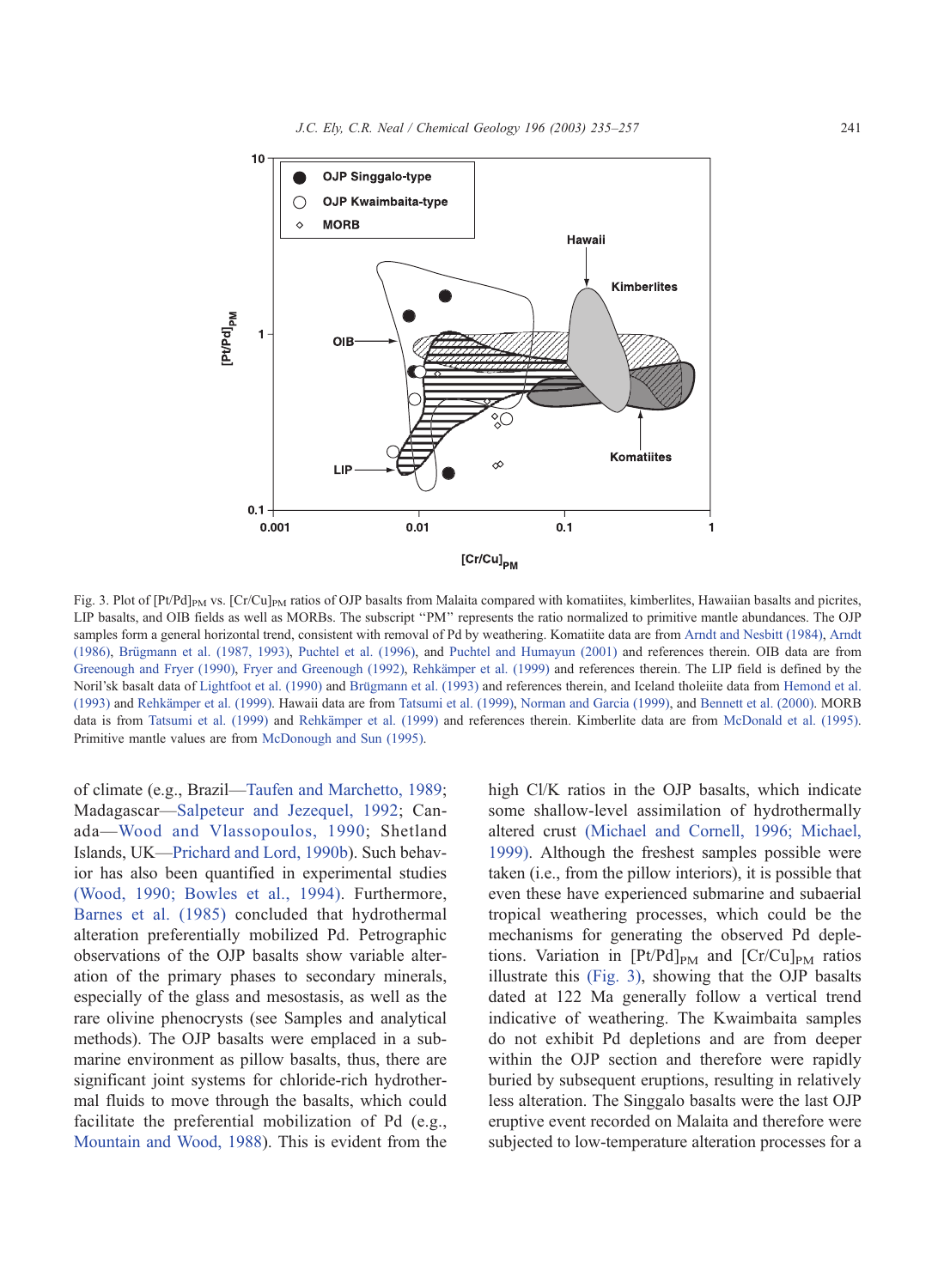Fig. 3. Plot of $[Pt/Pd]_{PM}$ vs. $[Cr/Cu]_{PM}$ ratios of OJP basalts from Malaita compared with komatiites, kimberlites, Hawaiian basalts and picrites, LIP basalts, and OIB fields as well as MORBs. The subscript "PM" represents the ratio normalized to primitive mantle abundances. The OJP samples form a general horizontal trend, consistent with removal of Pd by weathering. Komatiite data are from Arndt and Nesbitt (1984), Arndt (1986), Brügmann et al. (1987, 1993), Puchtel et al. (1996), and Puchtel and Humayun (2001) and references therein. OIB data are from Greenough and Fryer (1990), Fryer and Greenough (1992), Rehkämper et al. (1999) and references therein. The LIP field is defined by the Noril'sk basalt data of Lightfoot et al. (1990) and Brügmann et al. (1993) and references therein, and Iceland tholeiite data from Hemond et al. (1993) and Rehkämper et al. (1999). Hawaii data are from Tatsumi et al. (1999), Norman and Garcia (1999), and Bennett et al. (2000). MORB data is from Tatsumi et al. (1999) and Rehkämper et al. (1999) and references therein. Kimberlite data are from McDonald et al. (1995). Primitive mantle values are from McDonough and Sun (1995).

of climate (e.g., Brazil—Taufen and Marchetto, 1989; Madagascar—Salpeteur and Jezequel, 1992; Canada—Wood and Vlassopoulos, 1990; Shetland Islands, UK—Prichard and Lord, 1990b). Such behavior has also been quantified in experimental studies (Wood, 1990; Bowles et al., 1994). Furthermore, Barnes et al. (1985) concluded that hydrothermal alteration preferentially mobilized Pd. Petrographic observations of the OJP basalts show variable alteration of the primary phases to secondary minerals, especially of the glass and mesostasis, as well as the rare olivine phenocrysts (see Samples and analytical methods). The OJP basalts were emplaced in a submarine environment as pillow basalts, thus, there are significant joint systems for chloride-rich hydrothermal fluids to move through the basalts, which could facilitate the preferential mobilization of Pd (e.g., Mountain and Wood, 1988). This is evident from the high Cl/K ratios in the OJP basalts, which indicate some shallow-level assimilation of hydrothermally altered crust (Michael and Cornell, 1996; Michael, 1999). Although the freshest samples possible were taken (i.e., from the pillow interiors), it is possible that even these have experienced submarine and subaerial tropical weathering processes, which could be the mechanisms for generating the observed Pd depletions. Variation in $[Pt/Pd]_{PM}$ and $[Cr/Cu]_{PM}$ ratios illustrate this (Fig. 3), showing that the OJP basalts dated at 122 Ma generally follow a vertical trend indicative of weathering. The Kwaimbaita samples do not exhibit Pd depletions and are from deeper within the OJP section and therefore were rapidly buried by subsequent eruptions, resulting in relatively less alteration. The Singgalo basalts were the last OJP eruptive event recorded on Malaita and therefore were subjected to low-temperature alteration processes for a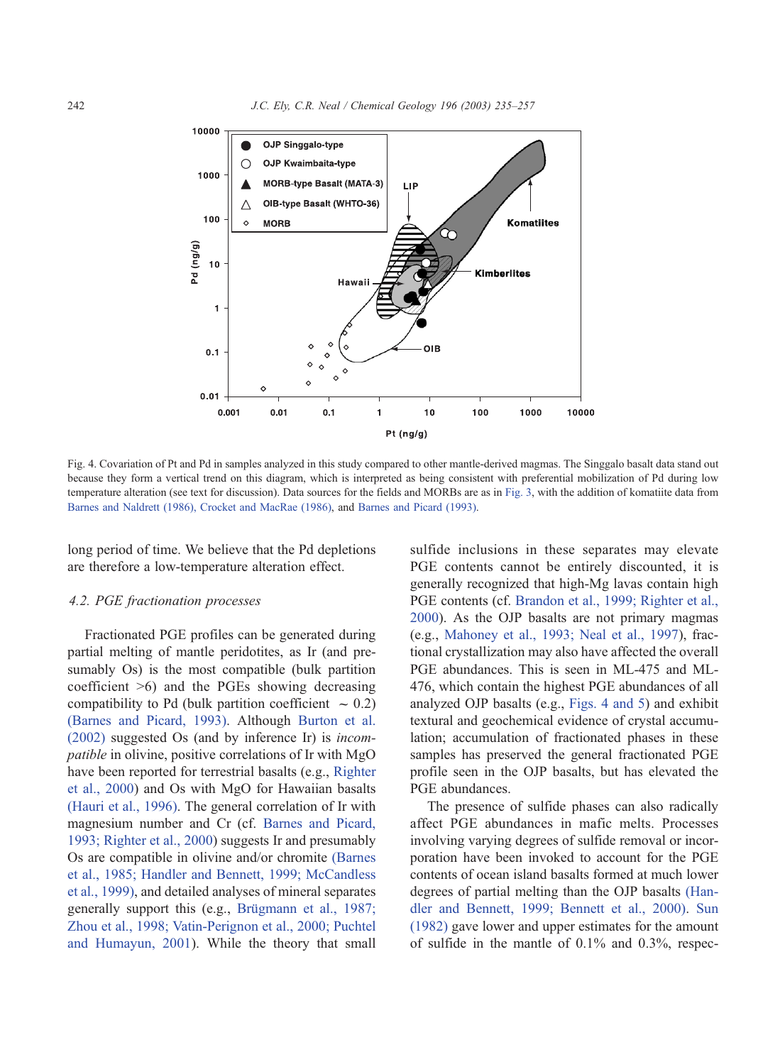Fig. 4. Covariation of Pt and Pd in samples analyzed in this study compared to other mantle-derived magmas. The Singgalo basalt data stand out because they form a vertical trend on this diagram, which is interpreted as being consistent with preferential mobilization of Pd during low temperature alteration (see text for discussion). Data sources for the fields and MORBs are as in Fig. 3, with the addition of komatiite data from Barnes and Naldrett (1986), Crocket and MacRae (1986), and Barnes and Picard (1993).

long period of time. We believe that the Pd depletions are therefore a low-temperature alteration effect.

### 4.2. PGE fractionation processes

Fractionated PGE profiles can be generated during partial melting of mantle peridotites, as Ir (and presumably Os) is the most compatible (bulk partition coefficient >6) and the PGEs showing decreasing compatibility to Pd (bulk partition coefficient $\sim$ 0.2) (Barnes and Picard, 1993). Although Burton et al. (2002) suggested Os (and by inference Ir) is *incompatible* in olivine, positive correlations of Ir with MgO have been reported for terrestrial basalts (e.g., Righter et al., 2000) and Os with MgO for Hawaiian basalts (Hauri et al., 1996). The general correlation of Ir with magnesium number and Cr (cf. Barnes and Picard, 1993; Righter et al., 2000) suggests Ir and presumably Os are compatible in olivine and/or chromite (Barnes et al., 1985; Handler and Bennett, 1999; McCandless et al., 1999), and detailed analyses of mineral separates generally support this (e.g., Brügmann et al., 1987; Zhou et al., 1998; Vatin-Perignon et al., 2000; Puchtel and Humayun, 2001). While the theory that small sulfide inclusions in these separates may elevate PGE contents cannot be entirely discounted, it is generally recognized that high-Mg lavas contain high PGE contents (cf. Brandon et al., 1999; Righter et al., 2000). As the OJP basalts are not primary magmas (e.g., Mahoney et al., 1993; Neal et al., 1997), fractional crystallization may also have affected the overall PGE abundances. This is seen in ML-475 and ML-476, which contain the highest PGE abundances of all analyzed OJP basalts (e.g., Figs. 4 and 5) and exhibit textural and geochemical evidence of crystal accumulation; accumulation of fractionated phases in these samples has preserved the general fractionated PGE profile seen in the OJP basalts, but has elevated the PGE abundances.

The presence of sulfide phases can also radically affect PGE abundances in mafic melts. Processes involving varying degrees of sulfide removal or incorporation have been invoked to account for the PGE contents of ocean island basalts formed at much lower degrees of partial melting than the OJP basalts (Handler and Bennett, 1999; Bennett et al., 2000). Sun (1982) gave lower and upper estimates for the amount of sulfide in the mantle of 0.1% and 0.3%, respec-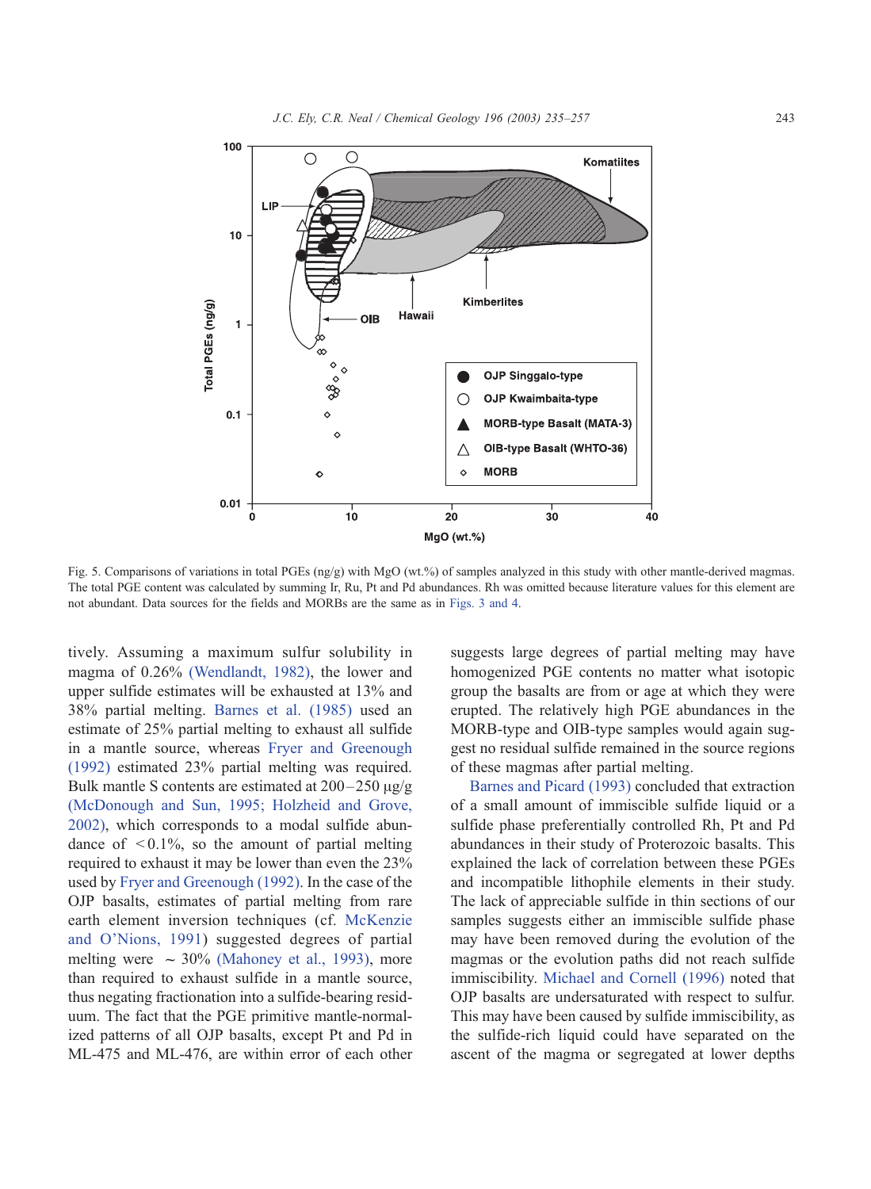Fig. 5. Comparisons of variations in total PGEs (ng/g) with MgO (wt.%) of samples analyzed in this study with other mantle-derived magmas. The total PGE content was calculated by summing Ir, Ru, Pt and Pd abundances. Rh was omitted because literature values for this element are not abundant. Data sources for the fields and MORBs are the same as in Figs. 3 and 4.

tively. Assuming a maximum sulfur solubility in magma of 0.26% (Wendlandt, 1982), the lower and upper sulfide estimates will be exhausted at 13% and 38% partial melting. Barnes et al. (1985) used an estimate of 25% partial melting to exhaust all sulfide in a mantle source, whereas Fryer and Greenough (1992) estimated 23% partial melting was required. Bulk mantle S contents are estimated at 200–250 μg/g (McDonough and Sun, 1995; Holzheid and Grove, 2002), which corresponds to a modal sulfide abundance of < 0.1%, so the amount of partial melting required to exhaust it may be lower than even the 23% used by Fryer and Greenough (1992). In the case of the OJP basalts, estimates of partial melting from rare earth element inversion techniques (cf. McKenzie and O'Nions, 1991) suggested degrees of partial melting were ∼ 30% (Mahoney et al., 1993), more than required to exhaust sulfide in a mantle source, thus negating fractionation into a sulfide-bearing residuum. The fact that the PGE primitive mantle-normalized patterns of all OJP basalts, except Pt and Pd in ML-475 and ML-476, are within error of each other suggests large degrees of partial melting may have homogenized PGE contents no matter what isotopic group the basalts are from or age at which they were erupted. The relatively high PGE abundances in the MORB-type and OIB-type samples would again suggest no residual sulfide remained in the source regions of these magmas after partial melting.

Barnes and Picard (1993) concluded that extraction of a small amount of immiscible sulfide liquid or a sulfide phase preferentially controlled Rh, Pt and Pd abundances in their study of Proterozoic basalts. This explained the lack of correlation between these PGEs and incompatible lithophile elements in their study. The lack of appreciable sulfide in thin sections of our samples suggests either an immiscible sulfide phase may have been removed during the evolution of the magmas or the evolution paths did not reach sulfide immiscibility. Michael and Cornell (1996) noted that OJP basalts are undersaturated with respect to sulfur. This may have been caused by sulfide immiscibility, as the sulfide-rich liquid could have separated on the ascent of the magma or segregated at lower depths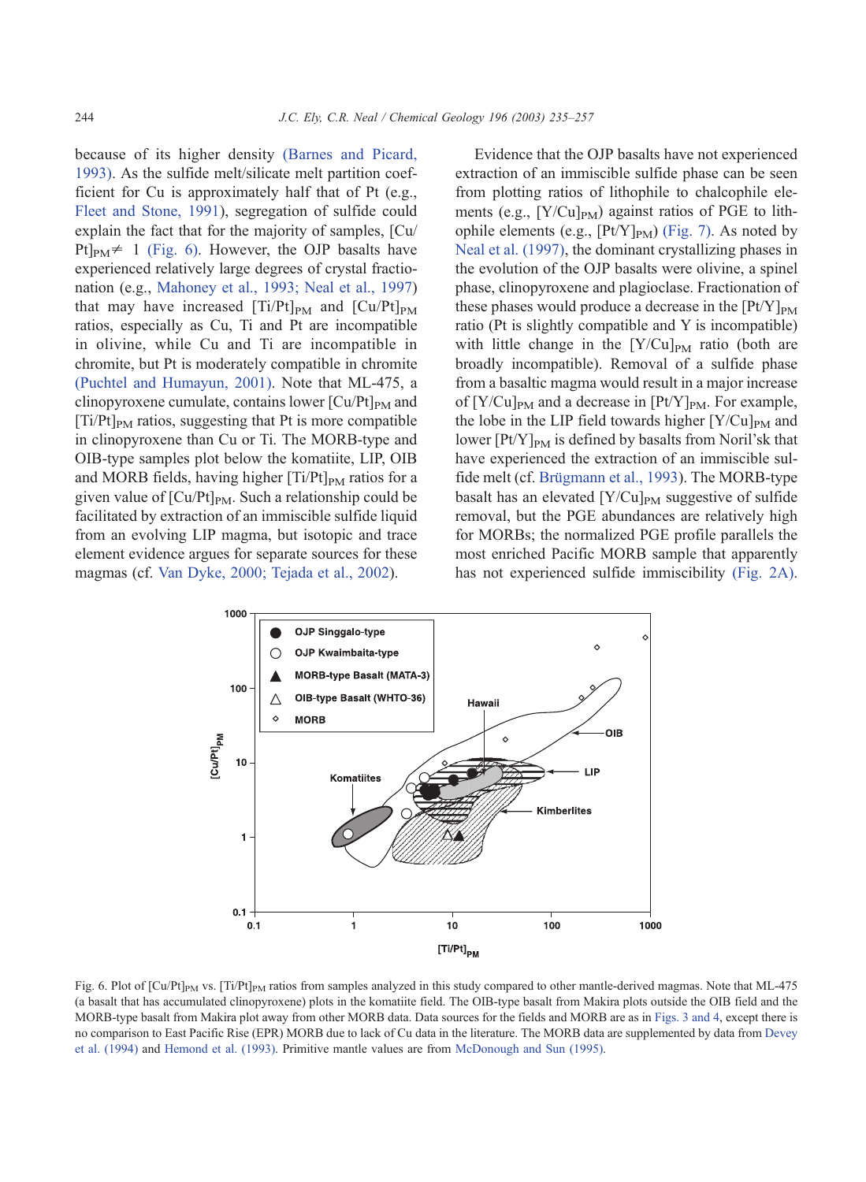because of its higher density (Barnes and Picard, 1993). As the sulfide melt/silicate melt partition coefficient for Cu is approximately half that of Pt (e.g., Fleet and Stone, 1991), segregation of sulfide could explain the fact that for the majority of samples, $[Cu/Pt]_{PM} \neq 1$ (Fig. 6). However, the OJP basalts have experienced relatively large degrees of crystal fractionation (e.g., Mahoney et al., 1993; Neal et al., 1997) that may have increased $[Ti/Pt]_{PM}$ and $[Cu/Pt]_{PM}$ ratios, especially as Cu, Ti and Pt are incompatible in olivine, while Cu and Ti are incompatible in chromite, but Pt is moderately compatible in chromite (Puchtel and Humayun, 2001). Note that ML-475, a clinopyroxene cumulate, contains lower $[Cu/Pt]_{PM}$ and $[Ti/Pt]_{PM}$ ratios, suggesting that Pt is more compatible in clinopyroxene than Cu or Ti. The MORB-type and OIB-type samples plot below the komatiite, LIP, OIB and MORB fields, having higher $[Ti/Pt]_{PM}$ ratios for a given value of $[Cu/Pt]_{PM}$. Such a relationship could be facilitated by extraction of an immiscible sulfide liquid from an evolving LIP magma, but isotopic and trace element evidence argues for separate sources for these magmas (cf. Van Dyke, 2000; Tejada et al., 2002).

Evidence that the OJP basalts have not experienced extraction of an immiscible sulfide phase can be seen from plotting ratios of lithophile to chalcophile elements (e.g., $[Y/Cu]_{PM}$) against ratios of PGE to lithophile elements (e.g., $[Pt/Y]_{PM}$) (Fig. 7). As noted by Neal et al. (1997), the dominant crystallizing phases in the evolution of the OJP basalts were olivine, a spinel phase, clinopyroxene and plagioclase. Fractionation of these phases would produce a decrease in the $[Pt/Y]_{PM}$ ratio (Pt is slightly compatible and Y is incompatible) with little change in the $[Y/Cu]_{PM}$ ratio (both are broadly incompatible). Removal of a sulfide phase from a basaltic magma would result in a major increase of $[Y/Cu]_{PM}$ and a decrease in $[Pt/Y]_{PM}$. For example, the lobe in the LIP field towards higher $[Y/Cu]_{PM}$ and lower $[Pt/Y]_{PM}$ is defined by basalts from Noril'sk that have experienced the extraction of an immiscible sulfide melt (cf. Brügmann et al., 1993). The MORB-type basalt has an elevated $[Y/Cu]_{PM}$ suggestive of sulfide removal, but the PGE abundances are relatively high for MORBs; the normalized PGE profile parallels the most enriched Pacific MORB sample that apparently has not experienced sulfide immiscibility (Fig. 2A).

Fig. 6. Plot of $[Cu/Pt]_{PM}$ vs. $[Ti/Pt]_{PM}$ ratios from samples analyzed in this study compared to other mantle-derived magmas. Note that ML-475 (a basalt that has accumulated clinopyroxene) plots in the komatiite field. The OIB-type basalt from Makira plots outside the OIB field and the MORB-type basalt from Makira plot away from other MORB data. Data sources for the fields and MORB are as in Figs. 3 and 4, except there is no comparison to East Pacific Rise (EPR) MORB due to lack of Cu data in the literature. The MORB data are supplemented by data from Devey et al. (1994) and Hemond et al. (1993). Primitive mantle values are from McDonough and Sun (1995).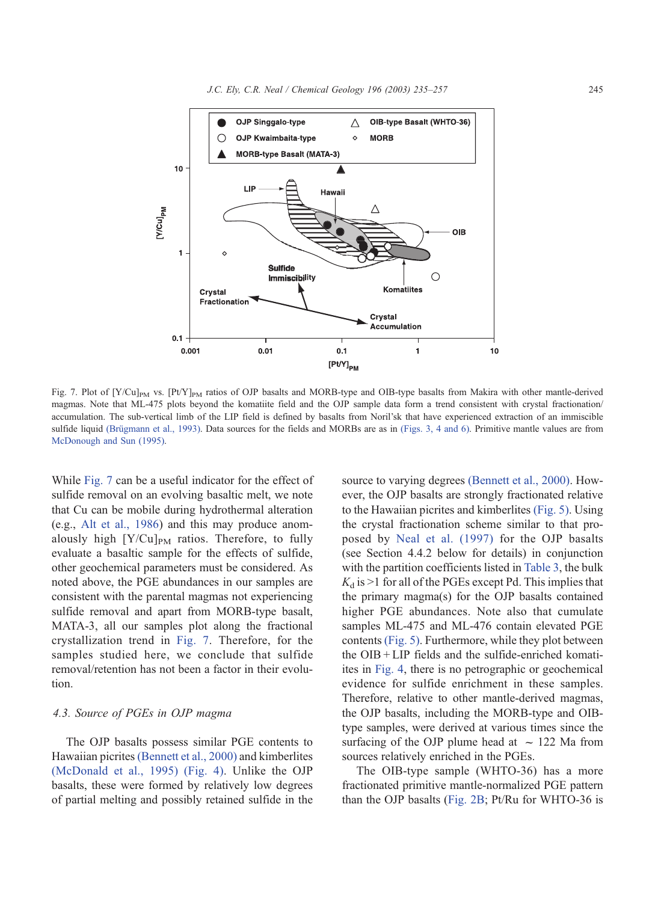Fig. 7. Plot of $[Y/Cu]_{PM}$ vs. $[Pt/Y]_{PM}$ ratios of OJP basalts and MORB-type and OIB-type basalts from Makira with other mantle-derived magmas. Note that ML-475 plots beyond the komatiite field and the OJP sample data form a trend consistent with crystal fractionation/accumulation. The sub-vertical limb of the LIP field is defined by basalts from Noril'sk that have experienced extraction of an immiscible sulfide liquid (Brügmann et al., 1993). Data sources for the fields and MORBs are as in (Figs. 3, 4 and 6). Primitive mantle values are from McDonough and Sun (1995).

While Fig. 7 can be a useful indicator for the effect of sulfide removal on an evolving basaltic melt, we note that Cu can be mobile during hydrothermal alteration (e.g., Alt et al., 1986) and this may produce anomalously high $[Y/Cu]_{PM}$ ratios. Therefore, to fully evaluate a basaltic sample for the effects of sulfide, other geochemical parameters must be considered. As noted above, the PGE abundances in our samples are consistent with the parental magmas not experiencing sulfide removal and apart from MORB-type basalt, MATA-3, all our samples plot along the fractional crystallization trend in Fig. 7. Therefore, for the samples studied here, we conclude that sulfide removal/retention has not been a factor in their evolution.

### 4.3. Source of PGEs in OJP magma

The OJP basalts possess similar PGE contents to Hawaiian picrites (Bennett et al., 2000) and kimberlites (McDonald et al., 1995) (Fig. 4). Unlike the OJP basalts, these were formed by relatively low degrees of partial melting and possibly retained sulfide in the source to varying degrees (Bennett et al., 2000). However, the OJP basalts are strongly fractionated relative to the Hawaiian picrites and kimberlites (Fig. 5). Using the crystal fractionation scheme similar to that proposed by Neal et al. (1997) for the OJP basalts (see Section 4.4.2 below for details) in conjunction with the partition coefficients listed in Table 3, the bulk $K_d$ is >1 for all of the PGEs except Pd. This implies that the primary magma(s) for the OJP basalts contained higher PGE abundances. Note also that cumulate samples ML-475 and ML-476 contain elevated PGE contents (Fig. 5). Furthermore, while they plot between the OIB + LIP fields and the sulfide-enriched komatiites in Fig. 4, there is no petrographic or geochemical evidence for sulfide enrichment in these samples. Therefore, relative to other mantle-derived magmas, the OJP basalts, including the MORB-type and OIB-type samples, were derived at various times since the surfacing of the OJP plume head at ~ 122 Ma from sources relatively enriched in the PGEs.

The OIB-type sample (WHTO-36) has a more fractionated primitive mantle-normalized PGE pattern than the OJP basalts (Fig. 2B; Pt/Ru for WHTO-36 is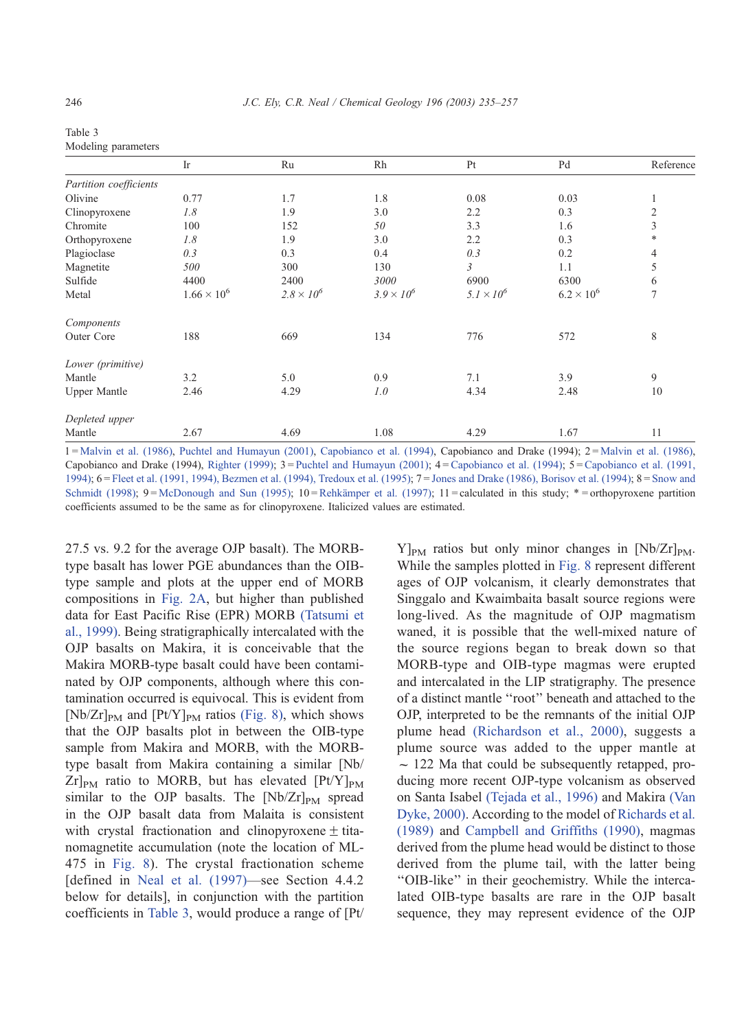Table 3
Modeling parameters

| | Ir | Ru | Rh | Pt | Pd | Reference |
|---|---|---|---|---|---|---|
| *Partition coefficients* | | | | | | |
| Olivine | 0.77 | 1.7 | 1.8 | 0.08 | 0.03 | 1 |
| Clinopyroxene | *1.8* | 1.9 | 3.0 | 2.2 | 0.3 | 2 |
| Chromite | 100 | 152 | *50* | 3.3 | 1.6 | 3 |
| Orthopyroxene | *1.8* | 1.9 | 3.0 | 2.2 | 0.3 | * |
| Plagioclase | *0.3* | 0.3 | 0.4 | *0.3* | 0.2 | 4 |
| Magnetite | *500* | 300 | 130 | *3* | 1.1 | 5 |
| Sulfide | 4400 | 2400 | *3000* | 6900 | 6300 | 6 |
| Metal | $1.66 \times 10^6$ | $\mathit{2.8 \times 10^6}$ | $\mathit{3.9 \times 10^6}$ | $\mathit{5.1 \times 10^6}$ | $6.2 \times 10^6$ | 7 |
| *Components* | | | | | | |
| Outer Core | 188 | 669 | 134 | 776 | 572 | 8 |
| *Lower (primitive)* | | | | | | |
| Mantle | 3.2 | 5.0 | 0.9 | 7.1 | 3.9 | 9 |
| Upper Mantle | 2.46 | 4.29 | *1.0* | 4.34 | 2.48 | 10 |
| *Depleted upper* | | | | | | |
| Mantle | 2.67 | 4.69 | 1.08 | 4.29 | 1.67 | 11 |

1 = Malvin et al. (1986), Puchtel and Humayun (2001), Capobianco et al. (1994), Capobianco and Drake (1994); 2 = Malvin et al. (1986), Capobianco and Drake (1994), Righter (1999); 3 = Puchtel and Humayun (2001); 4 = Capobianco et al. (1994); 5 = Capobianco et al. (1991, 1994); 6 = Fleet et al. (1991, 1994), Bezmen et al. (1994), Tredoux et al. (1995); 7 = Jones and Drake (1986), Borisov et al. (1994); 8 = Snow and Schmidt (1998); 9 = McDonough and Sun (1995); 10 = Rehkämper et al. (1997); 11 = calculated in this study; * = orthopyroxene partition coefficients assumed to be the same as for clinopyroxene. Italicized values are estimated.

27.5 vs. 9.2 for the average OJP basalt). The MORB-type basalt has lower PGE abundances than the OIB-type sample and plots at the upper end of MORB compositions in Fig. 2A, but higher than published data for East Pacific Rise (EPR) MORB (Tatsumi et al., 1999). Being stratigraphically intercalated with the OJP basalts on Makira, it is conceivable that the Makira MORB-type basalt could have been contaminated by OJP components, although where this contamination occurred is equivocal. This is evident from $[Nb/Zr]_{PM}$ and $[Pt/Y]_{PM}$ ratios (Fig. 8), which shows that the OJP basalts plot in between the OIB-type sample from Makira and MORB, with the MORB-type basalt from Makira containing a similar $[Nb/Zr]_{PM}$ ratio to MORB, but has elevated $[Pt/Y]_{PM}$ similar to the OJP basalts. The $[Nb/Zr]_{PM}$ spread in the OJP basalt data from Malaita is consistent with crystal fractionation and clinopyroxene ± titanomagnetite accumulation (note the location of ML-475 in Fig. 8). The crystal fractionation scheme [defined in Neal et al. (1997)—see Section 4.4.2 below for details], in conjunction with the partition coefficients in Table 3, would produce a range of $[Pt/Y]_{PM}$ ratios but only minor changes in $[Nb/Zr]_{PM}$. While the samples plotted in Fig. 8 represent different ages of OJP volcanism, it clearly demonstrates that Singgalo and Kwaimbaita basalt source regions were long-lived. As the magnitude of OJP magmatism waned, it is possible that the well-mixed nature of the source regions began to break down so that MORB-type and OIB-type magmas were erupted and intercalated in the LIP stratigraphy. The presence of a distinct mantle "root" beneath and attached to the OJP, interpreted to be the remnants of the initial OJP plume head (Richardson et al., 2000), suggests a plume source was added to the upper mantle at ~ 122 Ma that could be subsequently retapped, producing more recent OJP-type volcanism as observed on Santa Isabel (Tejada et al., 1996) and Makira (Van Dyke, 2000). According to the model of Richards et al. (1989) and Campbell and Griffiths (1990), magmas derived from the plume head would be distinct to those derived from the plume tail, with the latter being "OIB-like" in their geochemistry. While the intercalated OIB-type basalts are rare in the OJP basalt sequence, they may represent evidence of the OJP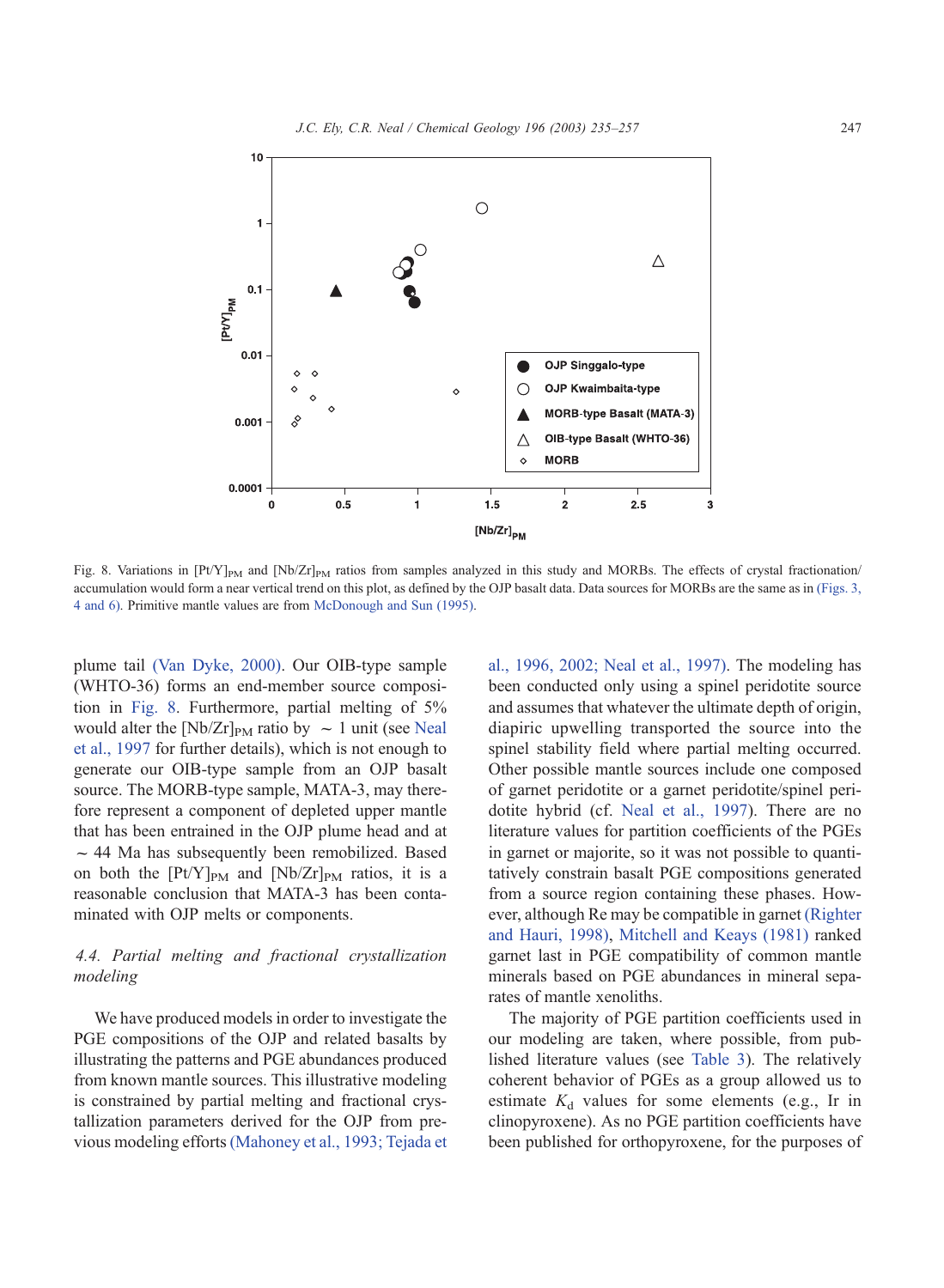Fig. 8. Variations in $[Pt/Y]_{PM}$ and $[Nb/Zr]_{PM}$ ratios from samples analyzed in this study and MORBs. The effects of crystal fractionation/accumulation would form a near vertical trend on this plot, as defined by the OJP basalt data. Data sources for MORBs are the same as in (Figs. 3, 4 and 6). Primitive mantle values are from McDonough and Sun (1995).

plume tail (Van Dyke, 2000). Our OIB-type sample (WHTO-36) forms an end-member source composition in Fig. 8. Furthermore, partial melting of 5% would alter the $[Nb/Zr]_{PM}$ ratio by $\sim 1$ unit (see Neal et al., 1997 for further details), which is not enough to generate our OIB-type sample from an OJP basalt source. The MORB-type sample, MATA-3, may therefore represent a component of depleted upper mantle that has been entrained in the OJP plume head and at $\sim 44$ Ma has subsequently been remobilized. Based on both the $[Pt/Y]_{PM}$ and $[Nb/Zr]_{PM}$ ratios, it is a reasonable conclusion that MATA-3 has been contaminated with OJP melts or components.

### *4.4. Partial melting and fractional crystallization modeling*

We have produced models in order to investigate the PGE compositions of the OJP and related basalts by illustrating the patterns and PGE abundances produced from known mantle sources. This illustrative modeling is constrained by partial melting and fractional crystallization parameters derived for the OJP from previous modeling efforts (Mahoney et al., 1993; Tejada et al., 1996, 2002; Neal et al., 1997). The modeling has been conducted only using a spinel peridotite source and assumes that whatever the ultimate depth of origin, diapiric upwelling transported the source into the spinel stability field where partial melting occurred. Other possible mantle sources include one composed of garnet peridotite or a garnet peridotite/spinel peridotite hybrid (cf. Neal et al., 1997). There are no literature values for partition coefficients of the PGEs in garnet or majorite, so it was not possible to quantitatively constrain basalt PGE compositions generated from a source region containing these phases. However, although Re may be compatible in garnet (Righter and Hauri, 1998), Mitchell and Keays (1981) ranked garnet last in PGE compatibility of common mantle minerals based on PGE abundances in mineral separates of mantle xenoliths.

The majority of PGE partition coefficients used in our modeling are taken, where possible, from published literature values (see Table 3). The relatively coherent behavior of PGEs as a group allowed us to estimate $K_d$ values for some elements (e.g., Ir in clinopyroxene). As no PGE partition coefficients have been published for orthopyroxene, for the purposes of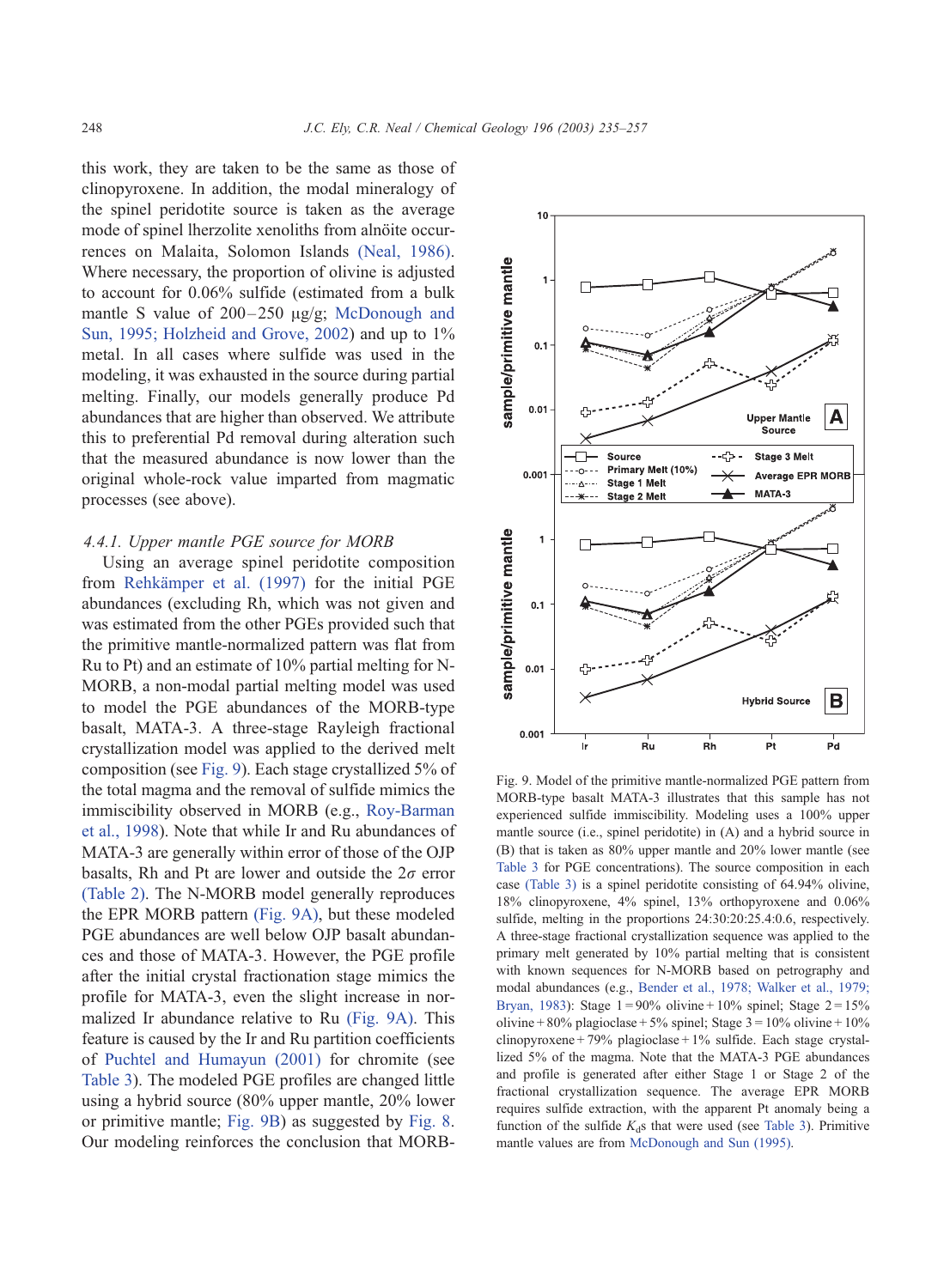this work, they are taken to be the same as those of clinopyroxene. In addition, the modal mineralogy of the spinel peridotite source is taken as the average mode of spinel lherzolite xenoliths from alnöite occurrences on Malaita, Solomon Islands (Neal, 1986). Where necessary, the proportion of olivine is adjusted to account for 0.06% sulfide (estimated from a bulk mantle S value of 200–250 μg/g; McDonough and Sun, 1995; Holzheid and Grove, 2002) and up to 1% metal. In all cases where sulfide was used in the modeling, it was exhausted in the source during partial melting. Finally, our models generally produce Pd abundances that are higher than observed. We attribute this to preferential Pd removal during alteration such that the measured abundance is now lower than the original whole-rock value imparted from magmatic processes (see above).

#### 4.4.1. Upper mantle PGE source for MORB

Using an average spinel peridotite composition from Rehkämper et al. (1997) for the initial PGE abundances (excluding Rh, which was not given and was estimated from the other PGEs provided such that the primitive mantle-normalized pattern was flat from Ru to Pt) and an estimate of 10% partial melting for N-MORB, a non-modal partial melting model was used to model the PGE abundances of the MORB-type basalt, MATA-3. A three-stage Rayleigh fractional crystallization model was applied to the derived melt composition (see Fig. 9). Each stage crystallized 5% of the total magma and the removal of sulfide mimics the immiscibility observed in MORB (e.g., Roy-Barman et al., 1998). Note that while Ir and Ru abundances of MATA-3 are generally within error of those of the OJP basalts, Rh and Pt are lower and outside the 2$\sigma$ error (Table 2). The N-MORB model generally reproduces the EPR MORB pattern (Fig. 9A), but these modeled PGE abundances are well below OJP basalt abundances and those of MATA-3. However, the PGE profile after the initial crystal fractionation stage mimics the profile for MATA-3, even the slight increase in normalized Ir abundance relative to Ru (Fig. 9A). This feature is caused by the Ir and Ru partition coefficients of Puchtel and Humayun (2001) for chromite (see Table 3). The modeled PGE profiles are changed little using a hybrid source (80% upper mantle, 20% lower or primitive mantle; Fig. 9B) as suggested by Fig. 8. Our modeling reinforces the conclusion that MORB-

Fig. 9. Model of the primitive mantle-normalized PGE pattern from MORB-type basalt MATA-3 illustrates that this sample has not experienced sulfide immiscibility. Modeling uses a 100% upper mantle source (i.e., spinel peridotite) in (A) and a hybrid source in (B) that is taken as 80% upper mantle and 20% lower mantle (see Table 3 for PGE concentrations). The source composition in each case (Table 3) is a spinel peridotite consisting of 64.94% olivine, 18% clinopyroxene, 4% spinel, 13% orthopyroxene and 0.06% sulfide, melting in the proportions 24:30:20:25.4:0.6, respectively. A three-stage fractional crystallization sequence was applied to the primary melt generated by 10% partial melting that is consistent with known sequences for N-MORB based on petrography and modal abundances (e.g., Bender et al., 1978; Walker et al., 1979; Bryan, 1983): Stage 1 = 90% olivine + 10% spinel; Stage 2 = 15% olivine + 80% plagioclase + 5% spinel; Stage 3 = 10% olivine + 10% clinopyroxene + 79% plagioclase + 1% sulfide. Each stage crystallized 5% of the magma. Note that the MATA-3 PGE abundances and profile is generated after either Stage 1 or Stage 2 of the fractional crystallization sequence. The average EPR MORB requires sulfide extraction, with the apparent Pt anomaly being a function of the sulfide $K_d$s that were used (see Table 3). Primitive mantle values are from McDonough and Sun (1995).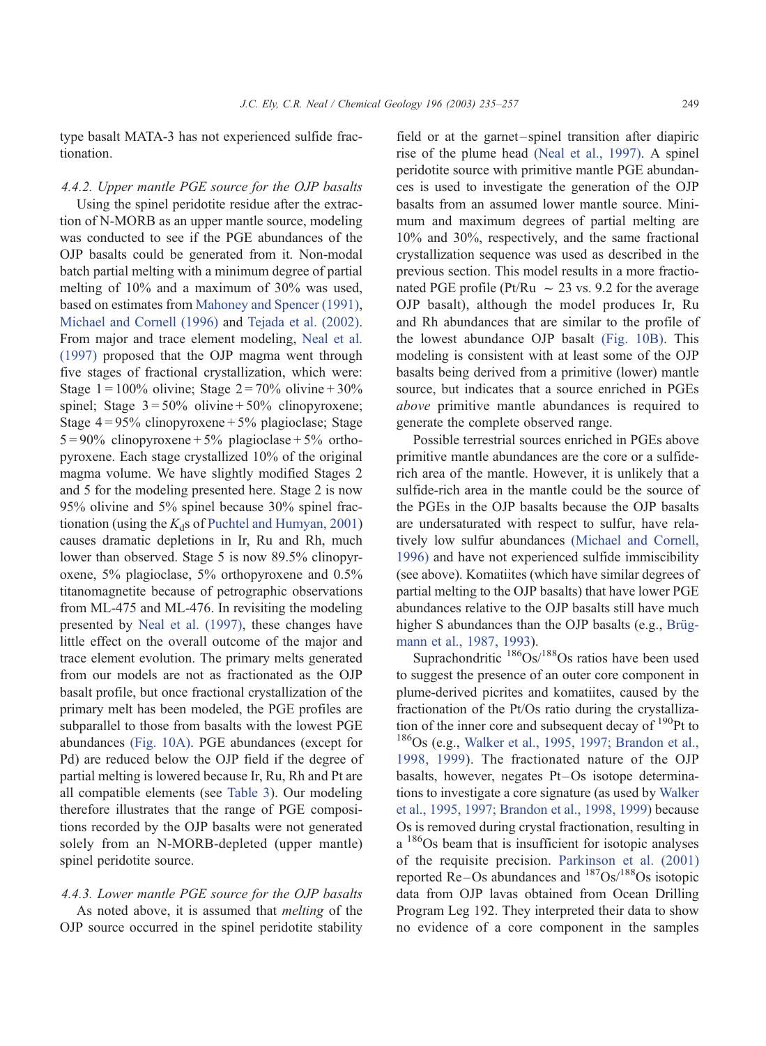type basalt MATA-3 has not experienced sulfide fractionation.

#### 4.4.2. Upper mantle PGE source for the OJP basalts

Using the spinel peridotite residue after the extraction of N-MORB as an upper mantle source, modeling was conducted to see if the PGE abundances of the OJP basalts could be generated from it. Non-modal batch partial melting with a minimum degree of partial melting of 10% and a maximum of 30% was used, based on estimates from Mahoney and Spencer (1991), Michael and Cornell (1996) and Tejada et al. (2002). From major and trace element modeling, Neal et al. (1997) proposed that the OJP magma went through five stages of fractional crystallization, which were: Stage 1 = 100% olivine; Stage 2 = 70% olivine + 30% spinel; Stage 3 = 50% olivine + 50% clinopyroxene; Stage 4 = 95% clinopyroxene + 5% plagioclase; Stage 5 = 90% clinopyroxene + 5% plagioclase + 5% orthopyroxene. Each stage crystallized 10% of the original magma volume. We have slightly modified Stages 2 and 5 for the modeling presented here. Stage 2 is now 95% olivine and 5% spinel because 30% spinel fractionation (using the $K_d$s of Puchtel and Humyan, 2001) causes dramatic depletions in Ir, Ru and Rh, much lower than observed. Stage 5 is now 89.5% clinopyroxene, 5% plagioclase, 5% orthopyroxene and 0.5% titanomagnetite because of petrographic observations from ML-475 and ML-476. In revisiting the modeling presented by Neal et al. (1997), these changes have little effect on the overall outcome of the major and trace element evolution. The primary melts generated from our models are not as fractionated as the OJP basalt profile, but once fractional crystallization of the primary melt has been modeled, the PGE profiles are subparallel to those from basalts with the lowest PGE abundances (Fig. 10A). PGE abundances (except for Pd) are reduced below the OJP field if the degree of partial melting is lowered because Ir, Ru, Rh and Pt are all compatible elements (see Table 3). Our modeling therefore illustrates that the range of PGE compositions recorded by the OJP basalts were not generated solely from an N-MORB-depleted (upper mantle) spinel peridotite source.

#### 4.4.3. Lower mantle PGE source for the OJP basalts

As noted above, it is assumed that *melting* of the OJP source occurred in the spinel peridotite stability field or at the garnet–spinel transition after diapiric rise of the plume head (Neal et al., 1997). A spinel peridotite source with primitive mantle PGE abundances is used to investigate the generation of the OJP basalts from an assumed lower mantle source. Minimum and maximum degrees of partial melting are 10% and 30%, respectively, and the same fractional crystallization sequence was used as described in the previous section. This model results in a more fractionated PGE profile (Pt/Ru ~ 23 vs. 9.2 for the average OJP basalt), although the model produces Ir, Ru and Rh abundances that are similar to the profile of the lowest abundance OJP basalt (Fig. 10B). This modeling is consistent with at least some of the OJP basalts being derived from a primitive (lower) mantle source, but indicates that a source enriched in PGEs *above* primitive mantle abundances is required to generate the complete observed range.

Possible terrestrial sources enriched in PGEs above primitive mantle abundances are the core or a sulfide-rich area of the mantle. However, it is unlikely that a sulfide-rich area in the mantle could be the source of the PGEs in the OJP basalts because the OJP basalts are undersaturated with respect to sulfur, have relatively low sulfur abundances (Michael and Cornell, 1996) and have not experienced sulfide immiscibility (see above). Komatiites (which have similar degrees of partial melting to the OJP basalts) that have lower PGE abundances relative to the OJP basalts still have much higher S abundances than the OJP basalts (e.g., Brügmann et al., 1987, 1993).

Suprachondritic $^{186}Os/^{188}Os$ ratios have been used to suggest the presence of an outer core component in plume-derived picrites and komatiites, caused by the fractionation of the Pt/Os ratio during the crystallization of the inner core and subsequent decay of $^{190}Pt$ to $^{186}Os$ (e.g., Walker et al., 1995, 1997; Brandon et al., 1998, 1999). The fractionated nature of the OJP basalts, however, negates Pt–Os isotope determinations to investigate a core signature (as used by Walker et al., 1995, 1997; Brandon et al., 1998, 1999) because Os is removed during crystal fractionation, resulting in a $^{186}Os$ beam that is insufficient for isotopic analyses of the requisite precision. Parkinson et al. (2001) reported Re–Os abundances and $^{187}Os/^{188}Os$ isotopic data from OJP lavas obtained from Ocean Drilling Program Leg 192. They interpreted their data to show no evidence of a core component in the samples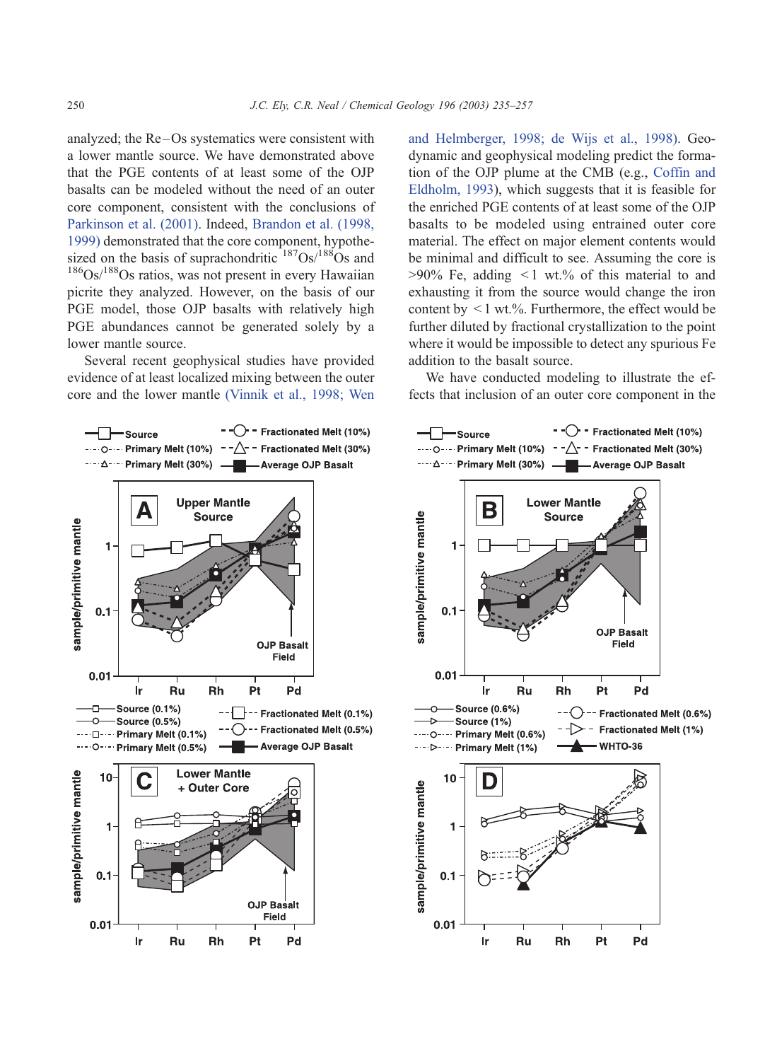analyzed; the Re–Os systematics were consistent with a lower mantle source. We have demonstrated above that the PGE contents of at least some of the OJP basalts can be modeled without the need of an outer core component, consistent with the conclusions of Parkinson et al. (2001). Indeed, Brandon et al. (1998, 1999) demonstrated that the core component, hypothesized on the basis of suprachondritic $^{187}Os/^{188}Os$ and $^{186}Os/^{188}Os$ ratios, was not present in every Hawaiian picrite they analyzed. However, on the basis of our PGE model, those OJP basalts with relatively high PGE abundances cannot be generated solely by a lower mantle source.

Several recent geophysical studies have provided evidence of at least localized mixing between the outer core and the lower mantle (Vinnik et al., 1998; Wen and Helmberger, 1998; de Wijs et al., 1998). Geodynamic and geophysical modeling predict the formation of the OJP plume at the CMB (e.g., Coffin and Eldholm, 1993), which suggests that it is feasible for the enriched PGE contents of at least some of the OJP basalts to be modeled using entrained outer core material. The effect on major element contents would be minimal and difficult to see. Assuming the core is >90% Fe, adding <1 wt.% of this material to and exhausting it from the source would change the iron content by <1 wt.%. Furthermore, the effect would be further diluted by fractional crystallization to the point where it would be impossible to detect any spurious Fe addition to the basalt source.

We have conducted modeling to illustrate the effects that inclusion of an outer core component in the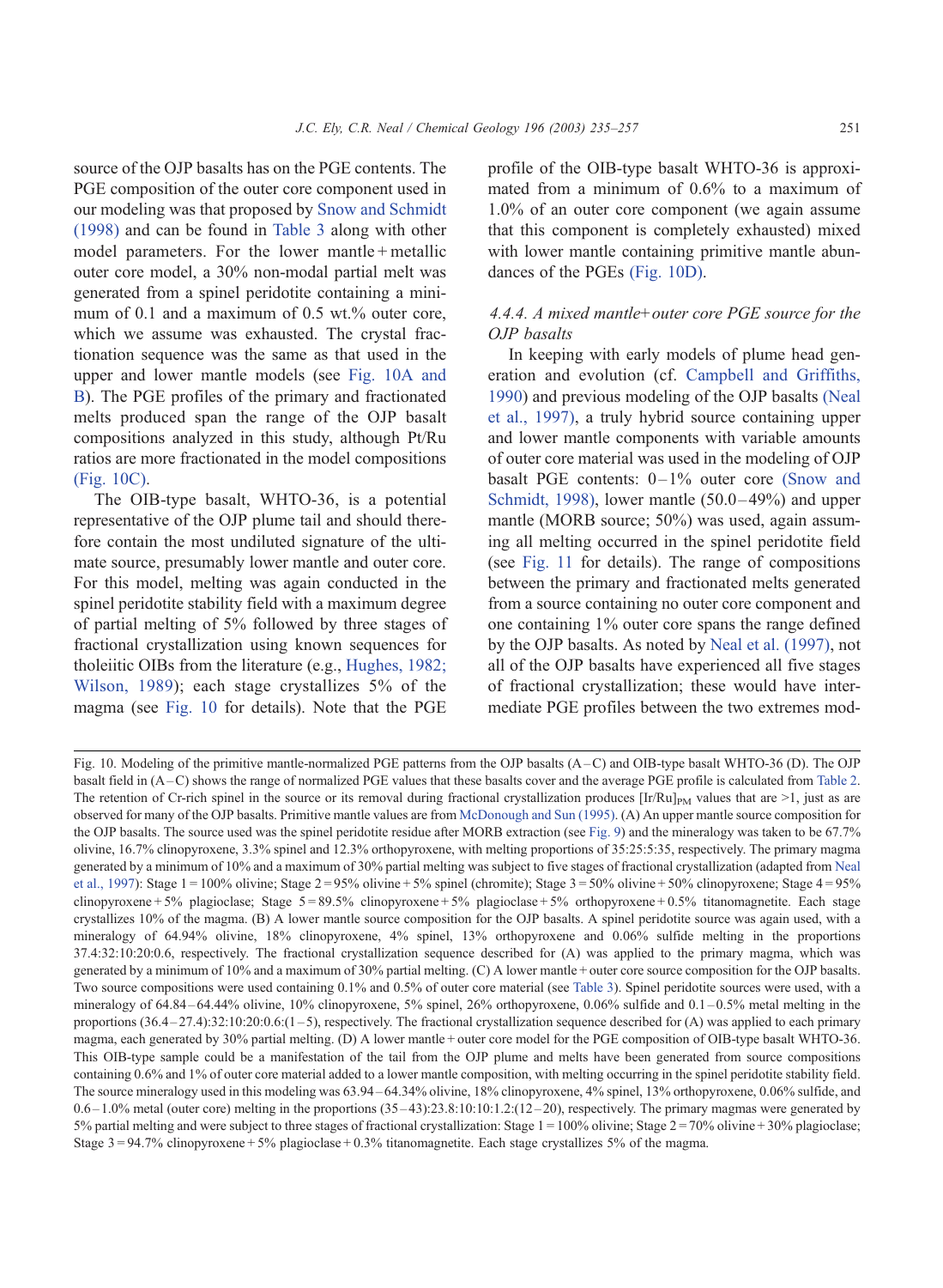source of the OJP basalts has on the PGE contents. The PGE composition of the outer core component used in our modeling was that proposed by Snow and Schmidt (1998) and can be found in Table 3 along with other model parameters. For the lower mantle + metallic outer core model, a 30% non-modal partial melt was generated from a spinel peridotite containing a minimum of 0.1 and a maximum of 0.5 wt.% outer core, which we assume was exhausted. The crystal fractionation sequence was the same as that used in the upper and lower mantle models (see Fig. 10A and B). The PGE profiles of the primary and fractionated melts produced span the range of the OJP basalt compositions analyzed in this study, although Pt/Ru ratios are more fractionated in the model compositions (Fig. 10C).

The OIB-type basalt, WHTO-36, is a potential representative of the OJP plume tail and should therefore contain the most undiluted signature of the ultimate source, presumably lower mantle and outer core. For this model, melting was again conducted in the spinel peridotite stability field with a maximum degree of partial melting of 5% followed by three stages of fractional crystallization using known sequences for tholeiitic OIBs from the literature (e.g., Hughes, 1982; Wilson, 1989); each stage crystallizes 5% of the magma (see Fig. 10 for details). Note that the PGE profile of the OIB-type basalt WHTO-36 is approximated from a minimum of 0.6% to a maximum of 1.0% of an outer core component (we again assume that this component is completely exhausted) mixed with lower mantle containing primitive mantle abundances of the PGEs (Fig. 10D).

#### 4.4.4. A mixed mantle+outer core PGE source for the OJP basalts

In keeping with early models of plume head generation and evolution (cf. Campbell and Griffiths, 1990) and previous modeling of the OJP basalts (Neal et al., 1997), a truly hybrid source containing upper and lower mantle components with variable amounts of outer core material was used in the modeling of OJP basalt PGE contents: 0–1% outer core (Snow and Schmidt, 1998), lower mantle (50.0–49%) and upper mantle (MORB source; 50%) was used, again assuming all melting occurred in the spinel peridotite field (see Fig. 11 for details). The range of compositions between the primary and fractionated melts generated from a source containing no outer core component and one containing 1% outer core spans the range defined by the OJP basalts. As noted by Neal et al. (1997), not all of the OJP basalts have experienced all five stages of fractional crystallization; these would have intermediate PGE profiles between the two extremes mod-

Fig. 10. Modeling of the primitive mantle-normalized PGE patterns from the OJP basalts (A–C) and OIB-type basalt WHTO-36 (D). The OJP basalt field in (A–C) shows the range of normalized PGE values that these basalts cover and the average PGE profile is calculated from Table 2. The retention of Cr-rich spinel in the source or its removal during fractional crystallization produces $[Ir/Ru]_{PM}$ values that are >1, just as are observed for many of the OJP basalts. Primitive mantle values are from McDonough and Sun (1995). (A) An upper mantle source composition for the OJP basalts. The source used was the spinel peridotite residue after MORB extraction (see Fig. 9) and the mineralogy was taken to be 67.7% olivine, 16.7% clinopyroxene, 3.3% spinel and 12.3% orthopyroxene, with melting proportions of 35:25:5:35, respectively. The primary magma generated by a minimum of 10% and a maximum of 30% partial melting was subject to five stages of fractional crystallization (adapted from Neal et al., 1997): Stage 1 = 100% olivine; Stage 2 = 95% olivine + 5% spinel (chromite); Stage 3 = 50% olivine + 50% clinopyroxene; Stage 4 = 95% clinopyroxene + 5% plagioclase; Stage 5 = 89.5% clinopyroxene + 5% plagioclase + 5% orthopyroxene + 0.5% titanomagnetite. Each stage crystallizes 10% of the magma. (B) A lower mantle source composition for the OJP basalts. A spinel peridotite source was again used, with a mineralogy of 64.94% olivine, 18% clinopyroxene, 4% spinel, 13% orthopyroxene and 0.06% sulfide melting in the proportions 37.4:32:10:20:0.6, respectively. The fractional crystallization sequence described for (A) was applied to the primary magma, which was generated by a minimum of 10% and a maximum of 30% partial melting. (C) A lower mantle + outer core source composition for the OJP basalts. Two source compositions were used containing 0.1% and 0.5% of outer core material (see Table 3). Spinel peridotite sources were used, with a mineralogy of 64.84–64.44% olivine, 10% clinopyroxene, 5% spinel, 26% orthopyroxene, 0.06% sulfide and 0.1–0.5% metal melting in the proportions (36.4–27.4):32:10:20:0.6:(1–5), respectively. The fractional crystallization sequence described for (A) was applied to each primary magma, each generated by 30% partial melting. (D) A lower mantle + outer core model for the PGE composition of OIB-type basalt WHTO-36. This OIB-type sample could be a manifestation of the tail from the OJP plume and melts have been generated from source compositions containing 0.6% and 1% of outer core material added to a lower mantle composition, with melting occurring in the spinel peridotite stability field. The source mineralogy used in this modeling was 63.94–64.34% olivine, 18% clinopyroxene, 4% spinel, 13% orthopyroxene, 0.06% sulfide, and 0.6–1.0% metal (outer core) melting in the proportions (35–43):23.8:10:10:1.2:(12–20), respectively. The primary magmas were generated by 5% partial melting and were subject to three stages of fractional crystallization: Stage 1 = 100% olivine; Stage 2 = 70% olivine + 30% plagioclase; Stage 3 = 94.7% clinopyroxene + 5% plagioclase + 0.3% titanomagnetite. Each stage crystallizes 5% of the magma.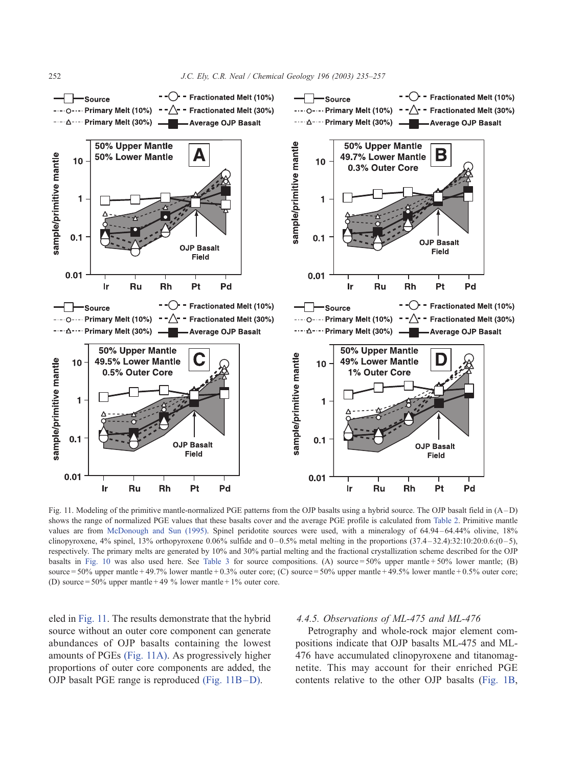Fig. 11. Modeling of the primitive mantle-normalized PGE patterns from the OJP basalts using a hybrid source. The OJP basalt field in (A–D) shows the range of normalized PGE values that these basalts cover and the average PGE profile is calculated from Table 2. Primitive mantle values are from McDonough and Sun (1995). Spinel peridotite sources were used, with a mineralogy of 64.94–64.44% olivine, 18% clinopyroxene, 4% spinel, 13% orthopyroxene 0.06% sulfide and 0–0.5% metal melting in the proportions (37.4–32.4):32:10:20:0.6:(0–5), respectively. The primary melts are generated by 10% and 30% partial melting and the fractional crystallization scheme described for the OJP basalts in Fig. 10 was also used here. See Table 3 for source compositions. (A) source = 50% upper mantle + 50% lower mantle; (B) source = 50% upper mantle + 49.7% lower mantle + 0.3% outer core; (C) source = 50% upper mantle + 49.5% lower mantle + 0.5% outer core; (D) source = 50% upper mantle + 49 % lower mantle + 1% outer core.

eled in Fig. 11. The results demonstrate that the hybrid source without an outer core component can generate abundances of OJP basalts containing the lowest amounts of PGEs (Fig. 11A). As progressively higher proportions of outer core components are added, the OJP basalt PGE range is reproduced (Fig. 11B–D).

#### 4.4.5. Observations of ML-475 and ML-476

Petrography and whole-rock major element compositions indicate that OJP basalts ML-475 and ML-476 have accumulated clinopyroxene and titanomagnetite. This may account for their enriched PGE contents relative to the other OJP basalts (Fig. 1B,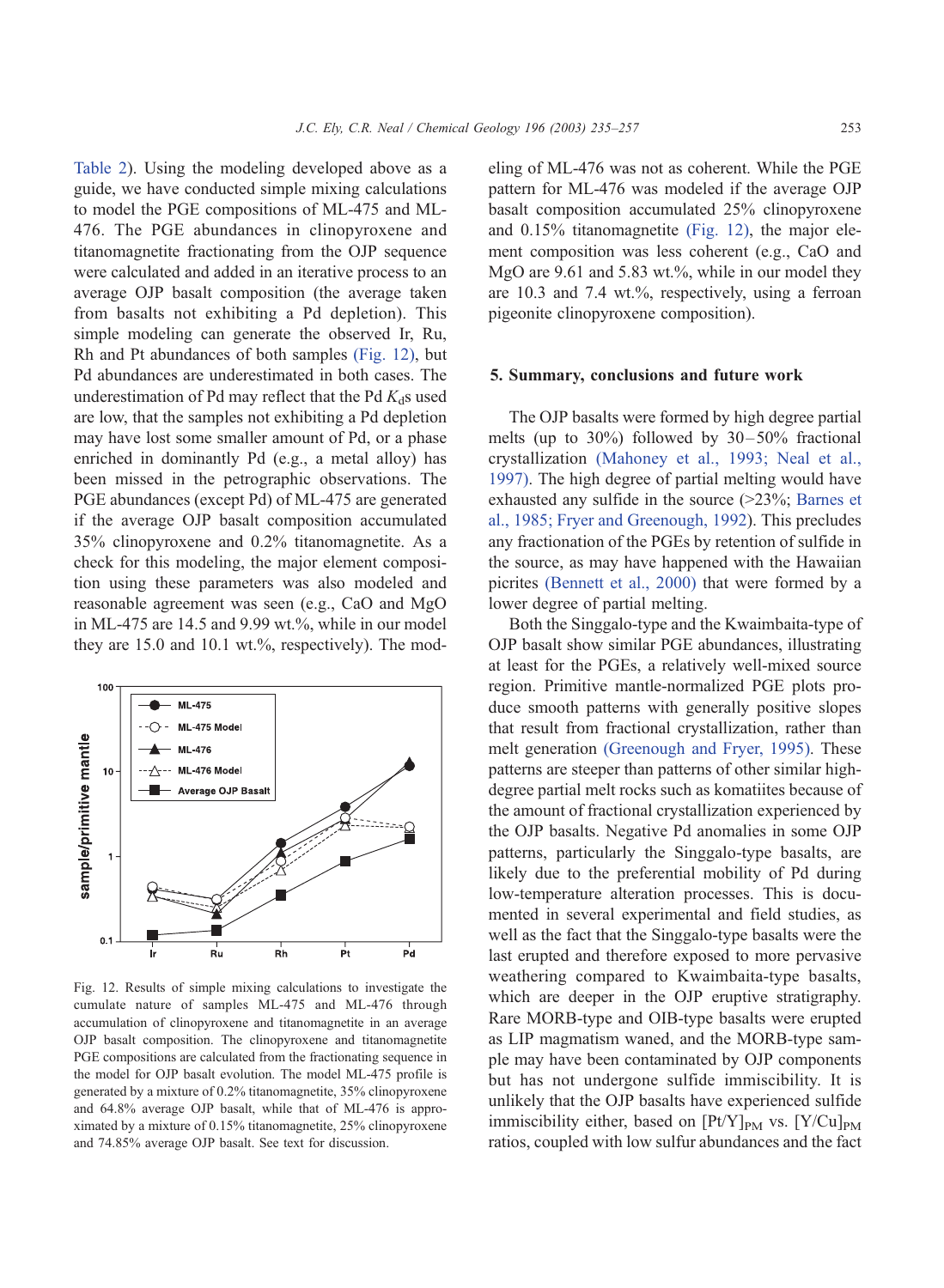Table 2). Using the modeling developed above as a guide, we have conducted simple mixing calculations to model the PGE compositions of ML-475 and ML-476. The PGE abundances in clinopyroxene and titanomagnetite fractionating from the OJP sequence were calculated and added in an iterative process to an average OJP basalt composition (the average taken from basalts not exhibiting a Pd depletion). This simple modeling can generate the observed Ir, Ru, Rh and Pt abundances of both samples (Fig. 12), but Pd abundances are underestimated in both cases. The underestimation of Pd may reflect that the Pd $K_d$s used are low, that the samples not exhibiting a Pd depletion may have lost some smaller amount of Pd, or a phase enriched in dominantly Pd (e.g., a metal alloy) has been missed in the petrographic observations. The PGE abundances (except Pd) of ML-475 are generated if the average OJP basalt composition accumulated 35% clinopyroxene and 0.2% titanomagnetite. As a check for this modeling, the major element composition using these parameters was also modeled and reasonable agreement was seen (e.g., CaO and MgO in ML-475 are 14.5 and 9.99 wt.%, while in our model they are 15.0 and 10.1 wt.%, respectively). The modeling of ML-476 was not as coherent. While the PGE pattern for ML-476 was modeled if the average OJP basalt composition accumulated 25% clinopyroxene and 0.15% titanomagnetite (Fig. 12), the major element composition was less coherent (e.g., CaO and MgO are 9.61 and 5.83 wt.%, while in our model they are 10.3 and 7.4 wt.%, respectively, using a ferroan pigeonite clinopyroxene composition).

Fig. 12. Results of simple mixing calculations to investigate the cumulate nature of samples ML-475 and ML-476 through accumulation of clinopyroxene and titanomagnetite in an average OJP basalt composition. The clinopyroxene and titanomagnetite PGE compositions are calculated from the fractionating sequence in the model for OJP basalt evolution. The model ML-475 profile is generated by a mixture of 0.2% titanomagnetite, 35% clinopyroxene and 64.8% average OJP basalt, while that of ML-476 is approximated by a mixture of 0.15% titanomagnetite, 25% clinopyroxene and 74.85% average OJP basalt. See text for discussion.

## 5. Summary, conclusions and future work

The OJP basalts were formed by high degree partial melts (up to 30%) followed by 30–50% fractional crystallization (Mahoney et al., 1993; Neal et al., 1997). The high degree of partial melting would have exhausted any sulfide in the source (>23%; Barnes et al., 1985; Fryer and Greenough, 1992). This precludes any fractionation of the PGEs by retention of sulfide in the source, as may have happened with the Hawaiian picrites (Bennett et al., 2000) that were formed by a lower degree of partial melting.

Both the Singgalo-type and the Kwaimbaita-type of OJP basalt show similar PGE abundances, illustrating at least for the PGEs, a relatively well-mixed source region. Primitive mantle-normalized PGE plots produce smooth patterns with generally positive slopes that result from fractional crystallization, rather than melt generation (Greenough and Fryer, 1995). These patterns are steeper than patterns of other similar high-degree partial melt rocks such as komatiites because of the amount of fractional crystallization experienced by the OJP basalts. Negative Pd anomalies in some OJP patterns, particularly the Singgalo-type basalts, are likely due to the preferential mobility of Pd during low-temperature alteration processes. This is documented in several experimental and field studies, as well as the fact that the Singgalo-type basalts were the last erupted and therefore exposed to more pervasive weathering compared to Kwaimbaita-type basalts, which are deeper in the OJP eruptive stratigraphy. Rare MORB-type and OIB-type basalts were erupted as LIP magmatism waned, and the MORB-type sample may have been contaminated by OJP components but has not undergone sulfide immiscibility. It is unlikely that the OJP basalts have experienced sulfide immiscibility either, based on $[Pt/Y]_{PM}$ vs. $[Y/Cu]_{PM}$ ratios, coupled with low sulfur abundances and the fact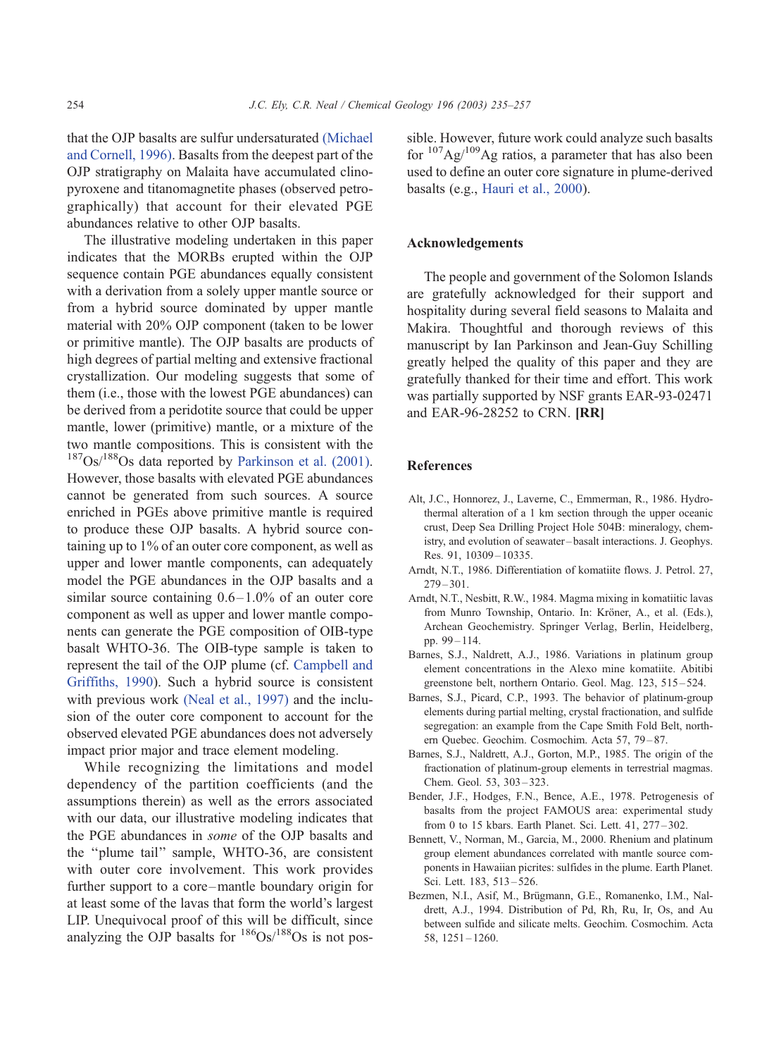that the OJP basalts are sulfur undersaturated (Michael and Cornell, 1996). Basalts from the deepest part of the OJP stratigraphy on Malaita have accumulated clinopyroxene and titanomagnetite phases (observed petrographically) that account for their elevated PGE abundances relative to other OJP basalts.

The illustrative modeling undertaken in this paper indicates that the MORBs erupted within the OJP sequence contain PGE abundances equally consistent with a derivation from a solely upper mantle source or from a hybrid source dominated by upper mantle material with 20% OJP component (taken to be lower or primitive mantle). The OJP basalts are products of high degrees of partial melting and extensive fractional crystallization. Our modeling suggests that some of them (i.e., those with the lowest PGE abundances) can be derived from a peridotite source that could be upper mantle, lower (primitive) mantle, or a mixture of the two mantle compositions. This is consistent with the $^{187}Os/^{188}Os$ data reported by Parkinson et al. (2001). However, those basalts with elevated PGE abundances cannot be generated from such sources. A source enriched in PGEs above primitive mantle is required to produce these OJP basalts. A hybrid source containing up to 1% of an outer core component, as well as upper and lower mantle components, can adequately model the PGE abundances in the OJP basalts and a similar source containing 0.6–1.0% of an outer core component as well as upper and lower mantle components can generate the PGE composition of OIB-type basalt WHTO-36. The OIB-type sample is taken to represent the tail of the OJP plume (cf. Campbell and Griffiths, 1990). Such a hybrid source is consistent with previous work (Neal et al., 1997) and the inclusion of the outer core component to account for the observed elevated PGE abundances does not adversely impact prior major and trace element modeling.

While recognizing the limitations and model dependency of the partition coefficients (and the assumptions therein) as well as the errors associated with our data, our illustrative modeling indicates that the PGE abundances in *some* of the OJP basalts and the "plume tail" sample, WHTO-36, are consistent with outer core involvement. This work provides further support to a core–mantle boundary origin for at least some of the lavas that form the world's largest LIP. Unequivocal proof of this will be difficult, since analyzing the OJP basalts for $^{186}Os/^{188}Os$ is not possible. However, future work could analyze such basalts for $^{107}Ag/^{109}Ag$ ratios, a parameter that has also been used to define an outer core signature in plume-derived basalts (e.g., Hauri et al., 2000).

## Acknowledgements

The people and government of the Solomon Islands are gratefully acknowledged for their support and hospitality during several field seasons to Malaita and Makira. Thoughtful and thorough reviews of this manuscript by Ian Parkinson and Jean-Guy Schilling greatly helped the quality of this paper and they are gratefully thanked for their time and effort. This work was partially supported by NSF grants EAR-93-02471 and EAR-96-28252 to CRN. **[RR]**

## References

Alt, J.C., Honnorez, J., Laverne, C., Emmerman, R., 1986. Hydrothermal alteration of a 1 km section through the upper oceanic crust, Deep Sea Drilling Project Hole 504B: mineralogy, chemistry, and evolution of seawater–basalt interactions. J. Geophys. Res. 91, 10309–10335.

Arndt, N.T., 1986. Differentiation of komatiite flows. J. Petrol. 27, 279–301.

Arndt, N.T., Nesbitt, R.W., 1984. Magma mixing in komatiitic lavas from Munro Township, Ontario. In: Kröner, A., et al. (Eds.), Archean Geochemistry. Springer Verlag, Berlin, Heidelberg, pp. 99–114.

Barnes, S.J., Naldrett, A.J., 1986. Variations in platinum group element concentrations in the Alexo mine komatiite. Abitibi greenstone belt, northern Ontario. Geol. Mag. 123, 515–524.

Barnes, S.J., Picard, C.P., 1993. The behavior of platinum-group elements during partial melting, crystal fractionation, and sulfide segregation: an example from the Cape Smith Fold Belt, northern Quebec. Geochim. Cosmochim. Acta 57, 79–87.

Barnes, S.J., Naldrett, A.J., Gorton, M.P., 1985. The origin of the fractionation of platinum-group elements in terrestrial magmas. Chem. Geol. 53, 303–323.

Bender, J.F., Hodges, F.N., Bence, A.E., 1978. Petrogenesis of basalts from the project FAMOUS area: experimental study from 0 to 15 kbars. Earth Planet. Sci. Lett. 41, 277–302.

Bennett, V., Norman, M., Garcia, M., 2000. Rhenium and platinum group element abundances correlated with mantle source components in Hawaiian picrites: sulfides in the plume. Earth Planet. Sci. Lett. 183, 513–526.

Bezmen, N.I., Asif, M., Brügmann, G.E., Romanenko, I.M., Naldrett, A.J., 1994. Distribution of Pd, Rh, Ru, Ir, Os, and Au between sulfide and silicate melts. Geochim. Cosmochim. Acta 58, 1251–1260.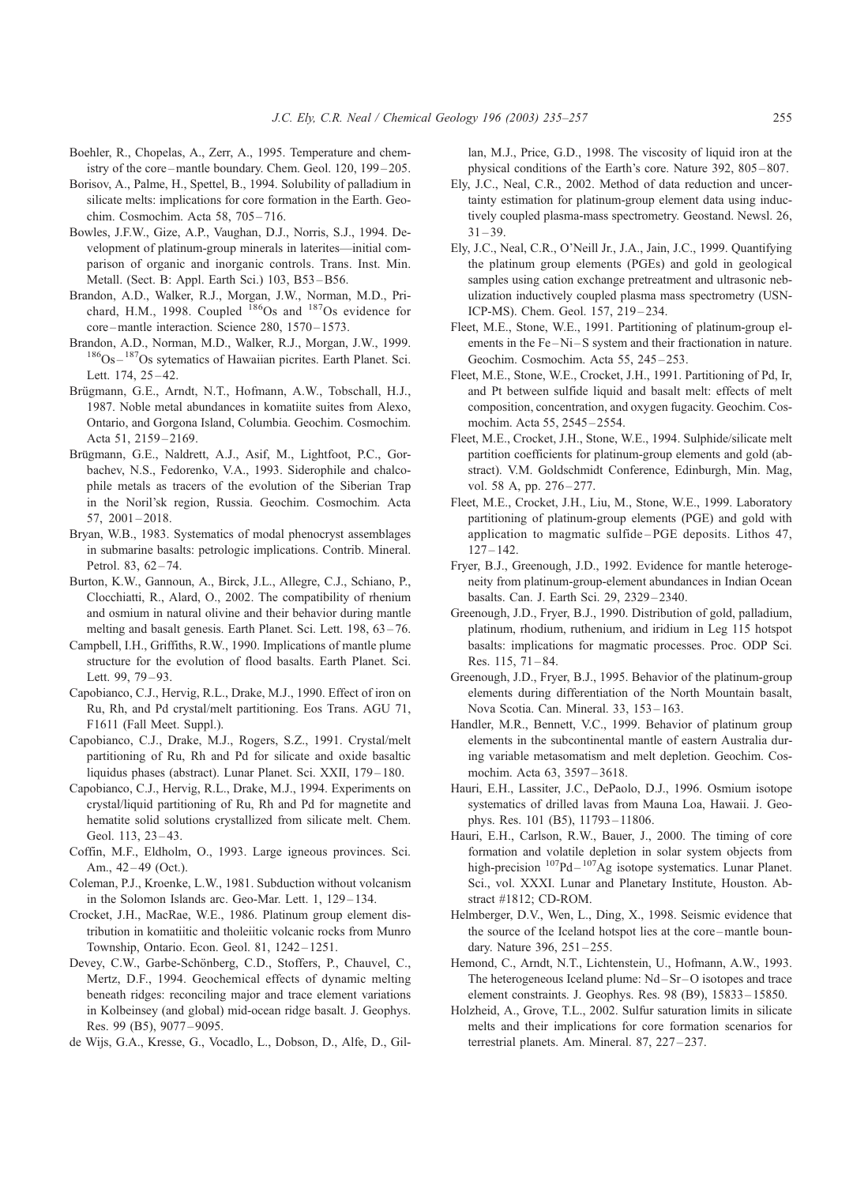Boehler, R., Chopelas, A., Zerr, A., 1995. Temperature and chemistry of the core–mantle boundary. Chem. Geol. 120, 199–205.

Borisov, A., Palme, H., Spettel, B., 1994. Solubility of palladium in silicate melts: implications for core formation in the Earth. Geochim. Cosmochim. Acta 58, 705–716.

Bowles, J.F.W., Gize, A.P., Vaughan, D.J., Norris, S.J., 1994. Development of platinum-group minerals in laterites—initial comparison of organic and inorganic controls. Trans. Inst. Min. Metall. (Sect. B: Appl. Earth Sci.) 103, B53–B56.

Brandon, A.D., Walker, R.J., Morgan, J.W., Norman, M.D., Prichard, H.M., 1998. Coupled $^{186}$Os and $^{187}$Os evidence for core–mantle interaction. Science 280, 1570–1573.

Brandon, A.D., Norman, M.D., Walker, R.J., Morgan, J.W., 1999. $^{186}$Os–$^{187}$Os sytematics of Hawaiian picrites. Earth Planet. Sci. Lett. 174, 25–42.

Brügmann, G.E., Arndt, N.T., Hofmann, A.W., Tobschall, H.J., 1987. Noble metal abundances in komatiite suites from Alexo, Ontario, and Gorgona Island, Columbia. Geochim. Cosmochim. Acta 51, 2159–2169.

Brügmann, G.E., Naldrett, A.J., Asif, M., Lightfoot, P.C., Gorbachev, N.S., Fedorenko, V.A., 1993. Siderophile and chalcophile metals as tracers of the evolution of the Siberian Trap in the Noril'sk region, Russia. Geochim. Cosmochim. Acta 57, 2001–2018.

Bryan, W.B., 1983. Systematics of modal phenocryst assemblages in submarine basalts: petrologic implications. Contrib. Mineral. Petrol. 83, 62–74.

Burton, K.W., Gannoun, A., Birck, J.L., Allegre, C.J., Schiano, P., Clocchiatti, R., Alard, O., 2002. The compatibility of rhenium and osmium in natural olivine and their behavior during mantle melting and basalt genesis. Earth Planet. Sci. Lett. 198, 63–76.

Campbell, I.H., Griffiths, R.W., 1990. Implications of mantle plume structure for the evolution of flood basalts. Earth Planet. Sci. Lett. 99, 79–93.

Capobianco, C.J., Hervig, R.L., Drake, M.J., 1990. Effect of iron on Ru, Rh, and Pd crystal/melt partitioning. Eos Trans. AGU 71, F1611 (Fall Meet. Suppl.).

Capobianco, C.J., Drake, M.J., Rogers, S.Z., 1991. Crystal/melt partitioning of Ru, Rh and Pd for silicate and oxide basaltic liquidus phases (abstract). Lunar Planet. Sci. XXII, 179–180.

Capobianco, C.J., Hervig, R.L., Drake, M.J., 1994. Experiments on crystal/liquid partitioning of Ru, Rh and Pd for magnetite and hematite solid solutions crystallized from silicate melt. Chem. Geol. 113, 23–43.

Coffin, M.F., Eldholm, O., 1993. Large igneous provinces. Sci. Am., 42–49 (Oct.).

Coleman, P.J., Kroenke, L.W., 1981. Subduction without volcanism in the Solomon Islands arc. Geo-Mar. Lett. 1, 129–134.

Crocket, J.H., MacRae, W.E., 1986. Platinum group element distribution in komatiitic and tholeiitic volcanic rocks from Munro Township, Ontario. Econ. Geol. 81, 1242–1251.

Devey, C.W., Garbe-Schönberg, C.D., Stoffers, P., Chauvel, C., Mertz, D.F., 1994. Geochemical effects of dynamic melting beneath ridges: reconciling major and trace element variations in Kolbeinsey (and global) mid-ocean ridge basalt. J. Geophys. Res. 99 (B5), 9077–9095.

de Wijs, G.A., Kresse, G., Vocadlo, L., Dobson, D., Alfe, D., Gillan, M.J., Price, G.D., 1998. The viscosity of liquid iron at the physical conditions of the Earth's core. Nature 392, 805–807.

Ely, J.C., Neal, C.R., 2002. Method of data reduction and uncertainty estimation for platinum-group element data using inductively coupled plasma-mass spectrometry. Geostand. Newsl. 26, 31–39.

Ely, J.C., Neal, C.R., O'Neill Jr., J.A., Jain, J.C., 1999. Quantifying the platinum group elements (PGEs) and gold in geological samples using cation exchange pretreatment and ultrasonic nebulization inductively coupled plasma mass spectrometry (USN-ICP-MS). Chem. Geol. 157, 219–234.

Fleet, M.E., Stone, W.E., 1991. Partitioning of platinum-group elements in the Fe–Ni–S system and their fractionation in nature. Geochim. Cosmochim. Acta 55, 245–253.

Fleet, M.E., Stone, W.E., Crocket, J.H., 1991. Partitioning of Pd, Ir, and Pt between sulfide liquid and basalt melt: effects of melt composition, concentration, and oxygen fugacity. Geochim. Cosmochim. Acta 55, 2545–2554.

Fleet, M.E., Crocket, J.H., Stone, W.E., 1994. Sulphide/silicate melt partition coefficients for platinum-group elements and gold (abstract). V.M. Goldschmidt Conference, Edinburgh, Min. Mag, vol. 58 A, pp. 276–277.

Fleet, M.E., Crocket, J.H., Liu, M., Stone, W.E., 1999. Laboratory partitioning of platinum-group elements (PGE) and gold with application to magmatic sulfide–PGE deposits. Lithos 47, 127–142.

Fryer, B.J., Greenough, J.D., 1992. Evidence for mantle heterogeneity from platinum-group-element abundances in Indian Ocean basalts. Can. J. Earth Sci. 29, 2329–2340.

Greenough, J.D., Fryer, B.J., 1990. Distribution of gold, palladium, platinum, rhodium, ruthenium, and iridium in Leg 115 hotspot basalts: implications for magmatic processes. Proc. ODP Sci. Res. 115, 71–84.

Greenough, J.D., Fryer, B.J., 1995. Behavior of the platinum-group elements during differentiation of the North Mountain basalt, Nova Scotia. Can. Mineral. 33, 153–163.

Handler, M.R., Bennett, V.C., 1999. Behavior of platinum group elements in the subcontinental mantle of eastern Australia during variable metasomatism and melt depletion. Geochim. Cosmochim. Acta 63, 3597–3618.

Hauri, E.H., Lassiter, J.C., DePaolo, D.J., 1996. Osmium isotope systematics of drilled lavas from Mauna Loa, Hawaii. J. Geophys. Res. 101 (B5), 11793–11806.

Hauri, E.H., Carlson, R.W., Bauer, J., 2000. The timing of core formation and volatile depletion in solar system objects from high-precision $^{107}$Pd–$^{107}$Ag isotope systematics. Lunar Planet. Sci., vol. XXXI. Lunar and Planetary Institute, Houston. Abstract #1812; CD-ROM.

Helmberger, D.V., Wen, L., Ding, X., 1998. Seismic evidence that the source of the Iceland hotspot lies at the core–mantle boundary. Nature 396, 251–255.

Hemond, C., Arndt, N.T., Lichtenstein, U., Hofmann, A.W., 1993. The heterogeneous Iceland plume: Nd–Sr–O isotopes and trace element constraints. J. Geophys. Res. 98 (B9), 15833–15850.

Holzheid, A., Grove, T.L., 2002. Sulfur saturation limits in silicate melts and their implications for core formation scenarios for terrestrial planets. Am. Mineral. 87, 227–237.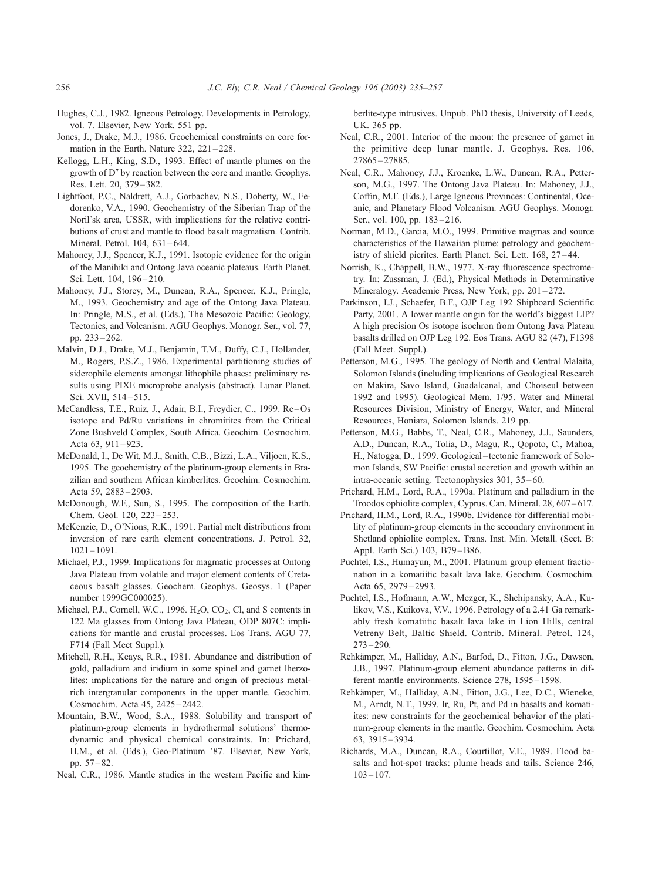Hughes, C.J., 1982. Igneous Petrology. Developments in Petrology, vol. 7. Elsevier, New York. 551 pp.

Jones, J., Drake, M.J., 1986. Geochemical constraints on core formation in the Earth. Nature 322, 221–228.

Kellogg, L.H., King, S.D., 1993. Effect of mantle plumes on the growth of D″ by reaction between the core and mantle. Geophys. Res. Lett. 20, 379–382.

Lightfoot, P.C., Naldrett, A.J., Gorbachev, N.S., Doherty, W., Fedorenko, V.A., 1990. Geochemistry of the Siberian Trap of the Noril'sk area, USSR, with implications for the relative contributions of crust and mantle to flood basalt magmatism. Contrib. Mineral. Petrol. 104, 631–644.

Mahoney, J.J., Spencer, K.J., 1991. Isotopic evidence for the origin of the Manihiki and Ontong Java oceanic plateaus. Earth Planet. Sci. Lett. 104, 196–210.

Mahoney, J.J., Storey, M., Duncan, R.A., Spencer, K.J., Pringle, M., 1993. Geochemistry and age of the Ontong Java Plateau. In: Pringle, M.S., et al. (Eds.), The Mesozoic Pacific: Geology, Tectonics, and Volcanism. AGU Geophys. Monogr. Ser., vol. 77, pp. 233–262.

Malvin, D.J., Drake, M.J., Benjamin, T.M., Duffy, C.J., Hollander, M., Rogers, P.S.Z., 1986. Experimental partitioning studies of siderophile elements amongst lithophile phases: preliminary results using PIXE microprobe analysis (abstract). Lunar Planet. Sci. XVII, 514–515.

McCandless, T.E., Ruiz, J., Adair, B.I., Freydier, C., 1999. Re–Os isotope and Pd/Ru variations in chromitites from the Critical Zone Bushveld Complex, South Africa. Geochim. Cosmochim. Acta 63, 911–923.

McDonald, I., De Wit, M.J., Smith, C.B., Bizzi, L.A., Viljoen, K.S., 1995. The geochemistry of the platinum-group elements in Brazilian and southern African kimberlites. Geochim. Cosmochim. Acta 59, 2883–2903.

McDonough, W.F., Sun, S., 1995. The composition of the Earth. Chem. Geol. 120, 223–253.

McKenzie, D., O'Nions, R.K., 1991. Partial melt distributions from inversion of rare earth element concentrations. J. Petrol. 32, 1021–1091.

Michael, P.J., 1999. Implications for magmatic processes at Ontong Java Plateau from volatile and major element contents of Cretaceous basalt glasses. Geochem. Geophys. Geosys. 1 (Paper number 1999GC000025).

Michael, P.J., Cornell, W.C., 1996. $H_2O$, $CO_2$, Cl, and S contents in 122 Ma glasses from Ontong Java Plateau, ODP 807C: implications for mantle and crustal processes. Eos Trans. AGU 77, F714 (Fall Meet Suppl.).

Mitchell, R.H., Keays, R.R., 1981. Abundance and distribution of gold, palladium and iridium in some spinel and garnet lherzolites: implications for the nature and origin of precious metal-rich intergranular components in the upper mantle. Geochim. Cosmochim. Acta 45, 2425–2442.

Mountain, B.W., Wood, S.A., 1988. Solubility and transport of platinum-group elements in hydrothermal solutions' thermodynamic and physical chemical constraints. In: Prichard, H.M., et al. (Eds.), Geo-Platinum '87. Elsevier, New York, pp. 57–82.

Neal, C.R., 1986. Mantle studies in the western Pacific and kimberlite-type intrusives. Unpub. PhD thesis, University of Leeds, UK. 365 pp.

Neal, C.R., 2001. Interior of the moon: the presence of garnet in the primitive deep lunar mantle. J. Geophys. Res. 106, 27865–27885.

Neal, C.R., Mahoney, J.J., Kroenke, L.W., Duncan, R.A., Petterson, M.G., 1997. The Ontong Java Plateau. In: Mahoney, J.J., Coffin, M.F. (Eds.), Large Igneous Provinces: Continental, Oceanic, and Planetary Flood Volcanism. AGU Geophys. Monogr. Ser., vol. 100, pp. 183–216.

Norman, M.D., Garcia, M.O., 1999. Primitive magmas and source characteristics of the Hawaiian plume: petrology and geochemistry of shield picrites. Earth Planet. Sci. Lett. 168, 27–44.

Norrish, K., Chappell, B.W., 1977. X-ray fluorescence spectrometry. In: Zussman, J. (Ed.), Physical Methods in Determinative Mineralogy. Academic Press, New York, pp. 201–272.

Parkinson, I.J., Schaefer, B.F., OJP Leg 192 Shipboard Scientific Party, 2001. A lower mantle origin for the world's biggest LIP? A high precision Os isotope isochron from Ontong Java Plateau basalts drilled on OJP Leg 192. Eos Trans. AGU 82 (47), F1398 (Fall Meet. Suppl.).

Petterson, M.G., 1995. The geology of North and Central Malaita, Solomon Islands (including implications of Geological Research on Makira, Savo Island, Guadalcanal, and Choiseul between 1992 and 1995). Geological Mem. 1/95. Water and Mineral Resources Division, Ministry of Energy, Water, and Mineral Resources, Honiara, Solomon Islands. 219 pp.

Petterson, M.G., Babbs, T., Neal, C.R., Mahoney, J.J., Saunders, A.D., Duncan, R.A., Tolia, D., Magu, R., Qopoto, C., Mahoa, H., Natogga, D., 1999. Geological–tectonic framework of Solomon Islands, SW Pacific: crustal accretion and growth within an intra-oceanic setting. Tectonophysics 301, 35–60.

Prichard, H.M., Lord, R.A., 1990a. Platinum and palladium in the Troodos ophiolite complex, Cyprus. Can. Mineral. 28, 607–617.

Prichard, H.M., Lord, R.A., 1990b. Evidence for differential mobility of platinum-group elements in the secondary environment in Shetland ophiolite complex. Trans. Inst. Min. Metall. (Sect. B: Appl. Earth Sci.) 103, B79–B86.

Puchtel, I.S., Humayun, M., 2001. Platinum group element fractionation in a komatiitic basalt lava lake. Geochim. Cosmochim. Acta 65, 2979–2993.

Puchtel, I.S., Hofmann, A.W., Mezger, K., Shchipansky, A.A., Kulikov, V.S., Kuikova, V.V., 1996. Petrology of a 2.41 Ga remarkably fresh komatiitic basalt lava lake in Lion Hills, central Vetreny Belt, Baltic Shield. Contrib. Mineral. Petrol. 124, 273–290.

Rehkämper, M., Halliday, A.N., Barfod, D., Fitton, J.G., Dawson, J.B., 1997. Platinum-group element abundance patterns in different mantle environments. Science 278, 1595–1598.

Rehkämper, M., Halliday, A.N., Fitton, J.G., Lee, D.C., Wieneke, M., Arndt, N.T., 1999. Ir, Ru, Pt, and Pd in basalts and komatiites: new constraints for the geochemical behavior of the platinum-group elements in the mantle. Geochim. Cosmochim. Acta 63, 3915–3934.

Richards, M.A., Duncan, R.A., Courtillot, V.E., 1989. Flood basalts and hot-spot tracks: plume heads and tails. Science 246, 103–107.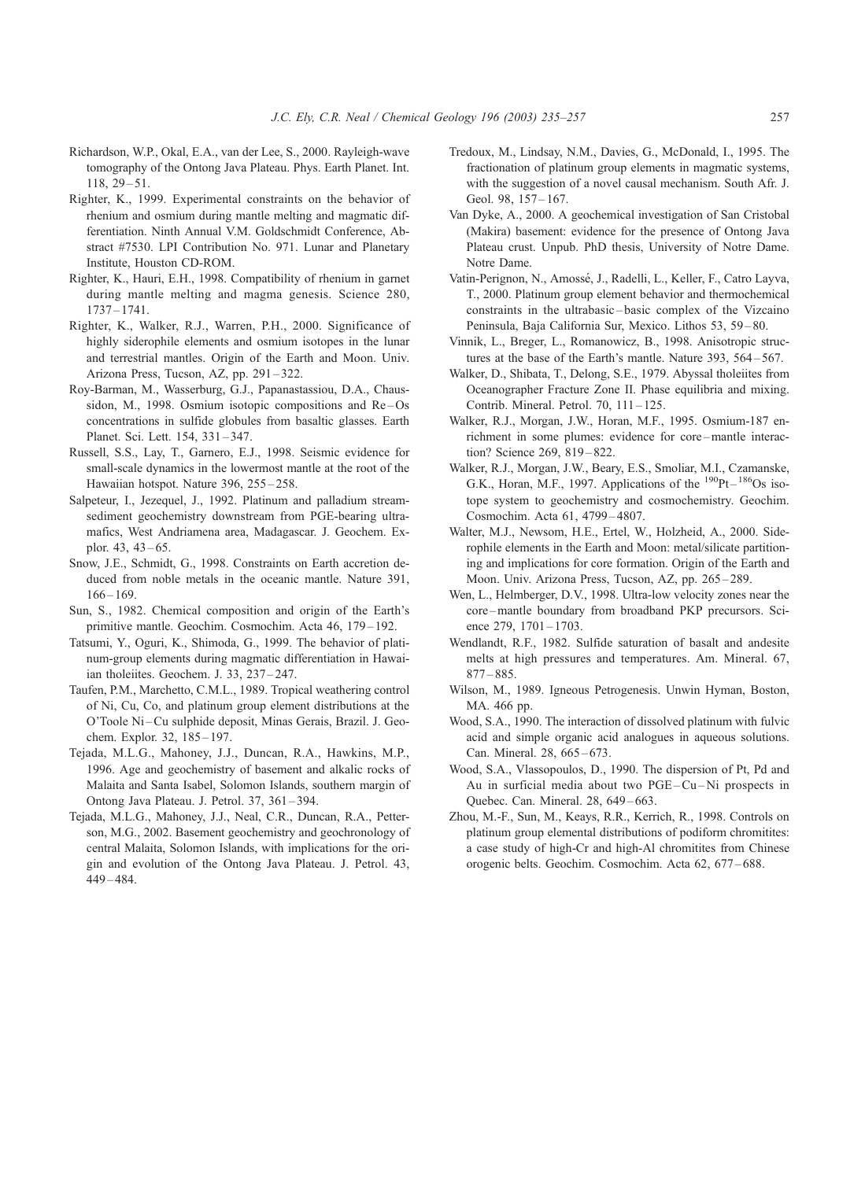Richardson, W.P., Okal, E.A., van der Lee, S., 2000. Rayleigh-wave tomography of the Ontong Java Plateau. Phys. Earth Planet. Int. 118, 29–51.

Righter, K., 1999. Experimental constraints on the behavior of rhenium and osmium during mantle melting and magmatic differentiation. Ninth Annual V.M. Goldschmidt Conference, Abstract #7530. LPI Contribution No. 971. Lunar and Planetary Institute, Houston CD-ROM.

Righter, K., Hauri, E.H., 1998. Compatibility of rhenium in garnet during mantle melting and magma genesis. Science 280, 1737–1741.

Righter, K., Walker, R.J., Warren, P.H., 2000. Significance of highly siderophile elements and osmium isotopes in the lunar and terrestrial mantles. Origin of the Earth and Moon. Univ. Arizona Press, Tucson, AZ, pp. 291–322.

Roy-Barman, M., Wasserburg, G.J., Papanastassiou, D.A., Chaussidon, M., 1998. Osmium isotopic compositions and Re–Os concentrations in sulfide globules from basaltic glasses. Earth Planet. Sci. Lett. 154, 331–347.

Russell, S.S., Lay, T., Garnero, E.J., 1998. Seismic evidence for small-scale dynamics in the lowermost mantle at the root of the Hawaiian hotspot. Nature 396, 255–258.

Salpeteur, I., Jezequel, J., 1992. Platinum and palladium stream-sediment geochemistry downstream from PGE-bearing ultramafics, West Andriamena area, Madagascar. J. Geochem. Explor. 43, 43–65.

Snow, J.E., Schmidt, G., 1998. Constraints on Earth accretion deduced from noble metals in the oceanic mantle. Nature 391, 166–169.

Sun, S., 1982. Chemical composition and origin of the Earth's primitive mantle. Geochim. Cosmochim. Acta 46, 179–192.

Tatsumi, Y., Oguri, K., Shimoda, G., 1999. The behavior of platinum-group elements during magmatic differentiation in Hawaiian tholeiites. Geochem. J. 33, 237–247.

Taufen, P.M., Marchetto, C.M.L., 1989. Tropical weathering control of Ni, Cu, Co, and platinum group element distributions at the O'Toole Ni–Cu sulphide deposit, Minas Gerais, Brazil. J. Geochem. Explor. 32, 185–197.

Tejada, M.L.G., Mahoney, J.J., Duncan, R.A., Hawkins, M.P., 1996. Age and geochemistry of basement and alkalic rocks of Malaita and Santa Isabel, Solomon Islands, southern margin of Ontong Java Plateau. J. Petrol. 37, 361–394.

Tejada, M.L.G., Mahoney, J.J., Neal, C.R., Duncan, R.A., Petterson, M.G., 2002. Basement geochemistry and geochronology of central Malaita, Solomon Islands, with implications for the origin and evolution of the Ontong Java Plateau. J. Petrol. 43, 449–484.

Tredoux, M., Lindsay, N.M., Davies, G., McDonald, I., 1995. The fractionation of platinum group elements in magmatic systems, with the suggestion of a novel causal mechanism. South Afr. J. Geol. 98, 157–167.

Van Dyke, A., 2000. A geochemical investigation of San Cristobal (Makira) basement: evidence for the presence of Ontong Java Plateau crust. Unpub. PhD thesis, University of Notre Dame. Notre Dame.

Vatin-Perignon, N., Amossé, J., Radelli, L., Keller, F., Catro Layva, T., 2000. Platinum group element behavior and thermochemical constraints in the ultrabasic–basic complex of the Vizcaino Peninsula, Baja California Sur, Mexico. Lithos 53, 59–80.

Vinnik, L., Breger, L., Romanowicz, B., 1998. Anisotropic structures at the base of the Earth's mantle. Nature 393, 564–567.

Walker, D., Shibata, T., Delong, S.E., 1979. Abyssal tholeiites from Oceanographer Fracture Zone II. Phase equilibria and mixing. Contrib. Mineral. Petrol. 70, 111–125.

Walker, R.J., Morgan, J.W., Horan, M.F., 1995. Osmium-187 enrichment in some plumes: evidence for core–mantle interaction? Science 269, 819–822.

Walker, R.J., Morgan, J.W., Beary, E.S., Smoliar, M.I., Czamanske, G.K., Horan, M.F., 1997. Applications of the $^{190}$Pt–$^{186}$Os isotope system to geochemistry and cosmochemistry. Geochim. Cosmochim. Acta 61, 4799–4807.

Walter, M.J., Newsom, H.E., Ertel, W., Holzheid, A., 2000. Siderophile elements in the Earth and Moon: metal/silicate partitioning and implications for core formation. Origin of the Earth and Moon. Univ. Arizona Press, Tucson, AZ, pp. 265–289.

Wen, L., Helmberger, D.V., 1998. Ultra-low velocity zones near the core–mantle boundary from broadband PKP precursors. Science 279, 1701–1703.

Wendlandt, R.F., 1982. Sulfide saturation of basalt and andesite melts at high pressures and temperatures. Am. Mineral. 67, 877–885.

Wilson, M., 1989. Igneous Petrogenesis. Unwin Hyman, Boston, MA. 466 pp.

Wood, S.A., 1990. The interaction of dissolved platinum with fulvic acid and simple organic acid analogues in aqueous solutions. Can. Mineral. 28, 665–673.

Wood, S.A., Vlassopoulos, D., 1990. The dispersion of Pt, Pd and Au in surficial media about two PGE–Cu–Ni prospects in Quebec. Can. Mineral. 28, 649–663.

Zhou, M.-F., Sun, M., Keays, R.R., Kerrich, R., 1998. Controls on platinum group elemental distributions of podiform chromitites: a case study of high-Cr and high-Al chromitites from Chinese orogenic belts. Geochim. Cosmochim. Acta 62, 677–688.